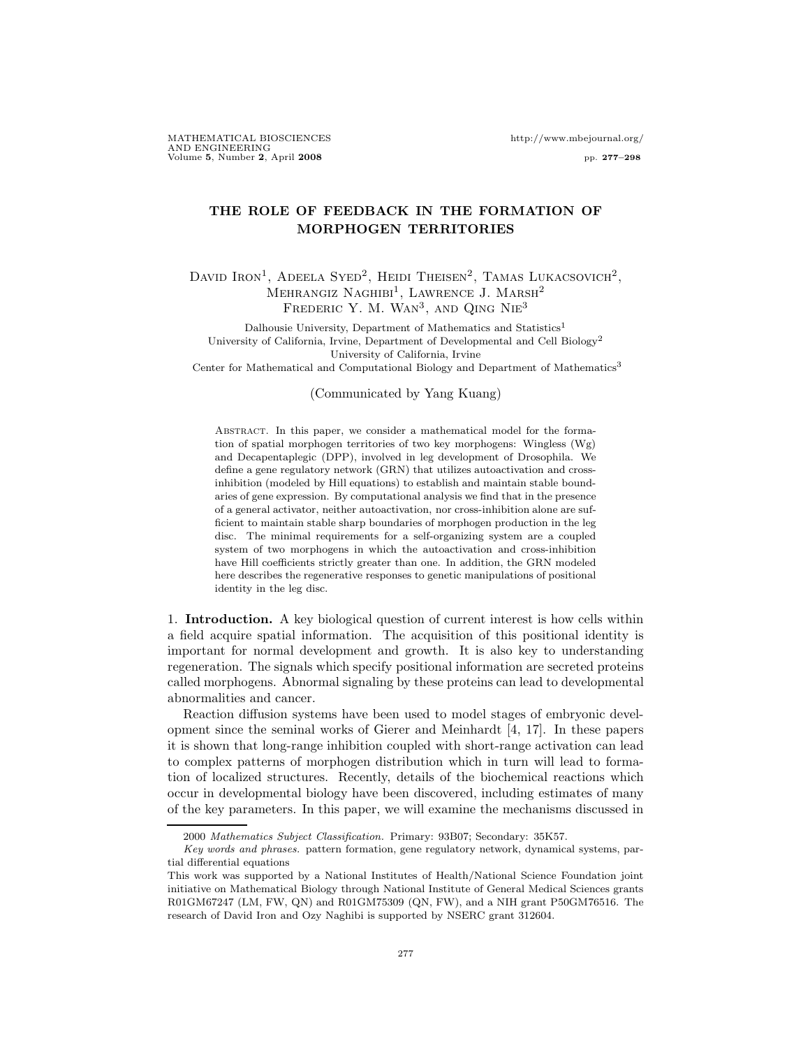# THE ROLE OF FEEDBACK IN THE FORMATION OF MORPHOGEN TERRITORIES

David Iron[1], Adeela Syed[2], Heidi Theisen[2], Tamas Lukacsovich[2], Mehrangiz Naghibi[1], Lawrence J. Marsh[2]
Frederic Y. M. Wan[3], and Qing Nie[3]

Dalhousie University, Department of Mathematics and Statistics[1]
University of California, Irvine, Department of Developmental and Cell Biology[2]
University of California, Irvine
Center for Mathematical and Computational Biology and Department of Mathematics[3]

(Communicated by Yang Kuang)

Abstract. In this paper, we consider a mathematical model for the formation of spatial morphogen territories of two key morphogens: Wingless (Wg) and Decapentaplegic (DPP), involved in leg development of Drosophila. We define a gene regulatory network (GRN) that utilizes autoactivation and cross-inhibition (modeled by Hill equations) to establish and maintain stable boundaries of gene expression. By computational analysis we find that in the presence of a general activator, neither autoactivation, nor cross-inhibition alone are sufficient to maintain stable sharp boundaries of morphogen production in the leg disc. The minimal requirements for a self-organizing system are a coupled system of two morphogens in which the autoactivation and cross-inhibition have Hill coefficients strictly greater than one. In addition, the GRN modeled here describes the regenerative responses to genetic manipulations of positional identity in the leg disc.

## 1. Introduction.

A key biological question of current interest is how cells within a field acquire spatial information. The acquisition of this positional identity is important for normal development and growth. It is also key to understanding regeneration. The signals which specify positional information are secreted proteins called morphogens. Abnormal signaling by these proteins can lead to developmental abnormalities and cancer.

Reaction diffusion systems have been used to model stages of embryonic development since the seminal works of Gierer and Meinhardt [4, 17]. In these papers it is shown that long-range inhibition coupled with short-range activation can lead to complex patterns of morphogen distribution which in turn will lead to formation of localized structures. Recently, details of the biochemical reactions which occur in developmental biology have been discovered, including estimates of many of the key parameters. In this paper, we will examine the mechanisms discussed in

---

2000 *Mathematics Subject Classification.* Primary: 93B07; Secondary: 35K57.

*Key words and phrases.* pattern formation, gene regulatory network, dynamical systems, partial differential equations

This work was supported by a National Institutes of Health/National Science Foundation joint initiative on Mathematical Biology through National Institute of General Medical Sciences grants R01GM67247 (LM, FW, QN) and R01GM75309 (QN, FW), and a NIH grant P50GM76516. The research of David Iron and Ozy Naghibi is supported by NSERC grant 312604.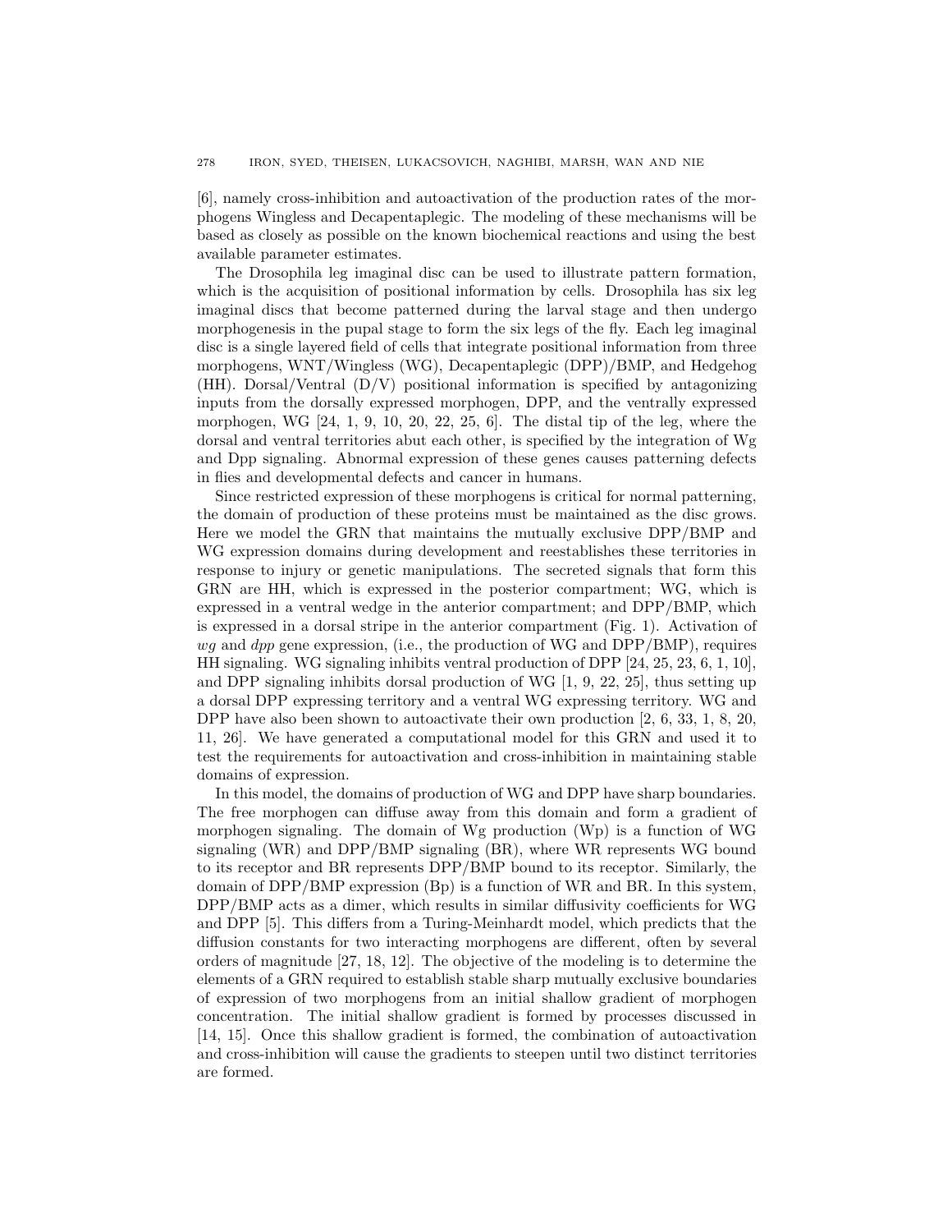[6], namely cross-inhibition and autoactivation of the production rates of the morphogens Wingless and Decapentaplegic. The modeling of these mechanisms will be based as closely as possible on the known biochemical reactions and using the best available parameter estimates.

The Drosophila leg imaginal disc can be used to illustrate pattern formation, which is the acquisition of positional information by cells. Drosophila has six leg imaginal discs that become patterned during the larval stage and then undergo morphogenesis in the pupal stage to form the six legs of the fly. Each leg imaginal disc is a single layered field of cells that integrate positional information from three morphogens, WNT/Wingless (WG), Decapentaplegic (DPP)/BMP, and Hedgehog (HH). Dorsal/Ventral (D/V) positional information is specified by antagonizing inputs from the dorsally expressed morphogen, DPP, and the ventrally expressed morphogen, WG [24, 1, 9, 10, 20, 22, 25, 6]. The distal tip of the leg, where the dorsal and ventral territories abut each other, is specified by the integration of Wg and Dpp signaling. Abnormal expression of these genes causes patterning defects in flies and developmental defects and cancer in humans.

Since restricted expression of these morphogens is critical for normal patterning, the domain of production of these proteins must be maintained as the disc grows. Here we model the GRN that maintains the mutually exclusive DPP/BMP and WG expression domains during development and reestablishes these territories in response to injury or genetic manipulations. The secreted signals that form this GRN are HH, which is expressed in the posterior compartment; WG, which is expressed in a ventral wedge in the anterior compartment; and DPP/BMP, which is expressed in a dorsal stripe in the anterior compartment (Fig. 1). Activation of *wg* and *dpp* gene expression, (i.e., the production of WG and DPP/BMP), requires HH signaling. WG signaling inhibits ventral production of DPP [24, 25, 23, 6, 1, 10], and DPP signaling inhibits dorsal production of WG [1, 9, 22, 25], thus setting up a dorsal DPP expressing territory and a ventral WG expressing territory. WG and DPP have also been shown to autoactivate their own production [2, 6, 33, 1, 8, 20, 11, 26]. We have generated a computational model for this GRN and used it to test the requirements for autoactivation and cross-inhibition in maintaining stable domains of expression.

In this model, the domains of production of WG and DPP have sharp boundaries. The free morphogen can diffuse away from this domain and form a gradient of morphogen signaling. The domain of Wg production (Wp) is a function of WG signaling (WR) and DPP/BMP signaling (BR), where WR represents WG bound to its receptor and BR represents DPP/BMP bound to its receptor. Similarly, the domain of DPP/BMP expression (Bp) is a function of WR and BR. In this system, DPP/BMP acts as a dimer, which results in similar diffusivity coefficients for WG and DPP [5]. This differs from a Turing-Meinhardt model, which predicts that the diffusion constants for two interacting morphogens are different, often by several orders of magnitude [27, 18, 12]. The objective of the modeling is to determine the elements of a GRN required to establish stable sharp mutually exclusive boundaries of expression of two morphogens from an initial shallow gradient of morphogen concentration. The initial shallow gradient is formed by processes discussed in [14, 15]. Once this shallow gradient is formed, the combination of autoactivation and cross-inhibition will cause the gradients to steepen until two distinct territories are formed.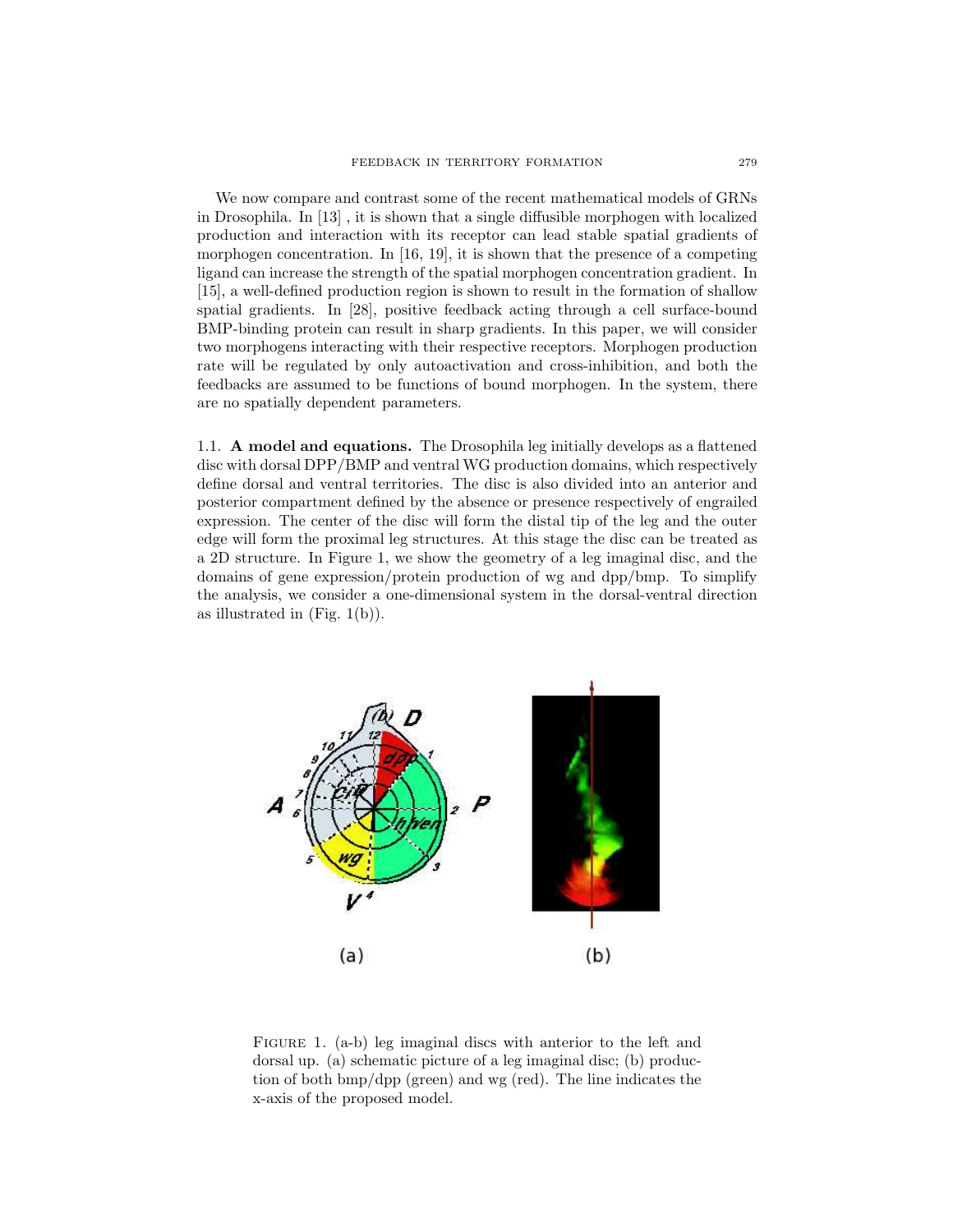We now compare and contrast some of the recent mathematical models of GRNs in Drosophila. In [13] , it is shown that a single diffusible morphogen with localized production and interaction with its receptor can lead stable spatial gradients of morphogen concentration. In [16, 19], it is shown that the presence of a competing ligand can increase the strength of the spatial morphogen concentration gradient. In [15], a well-defined production region is shown to result in the formation of shallow spatial gradients. In [28], positive feedback acting through a cell surface-bound BMP-binding protein can result in sharp gradients. In this paper, we will consider two morphogens interacting with their respective receptors. Morphogen production rate will be regulated by only autoactivation and cross-inhibition, and both the feedbacks are assumed to be functions of bound morphogen. In the system, there are no spatially dependent parameters.

### 1.1. A model and equations.

The Drosophila leg initially develops as a flattened disc with dorsal DPP/BMP and ventral WG production domains, which respectively define dorsal and ventral territories. The disc is also divided into an anterior and posterior compartment defined by the absence or presence respectively of engrailed expression. The center of the disc will form the distal tip of the leg and the outer edge will form the proximal leg structures. At this stage the disc can be treated as a 2D structure. In Figure 1, we show the geometry of a leg imaginal disc, and the domains of gene expression/protein production of wg and dpp/bmp. To simplify the analysis, we consider a one-dimensional system in the dorsal-ventral direction as illustrated in (Fig. 1(b)).

(a)

(b)

Figure 1. (a-b) leg imaginal discs with anterior to the left and dorsal up. (a) schematic picture of a leg imaginal disc; (b) production of both bmp/dpp (green) and wg (red). The line indicates the x-axis of the proposed model.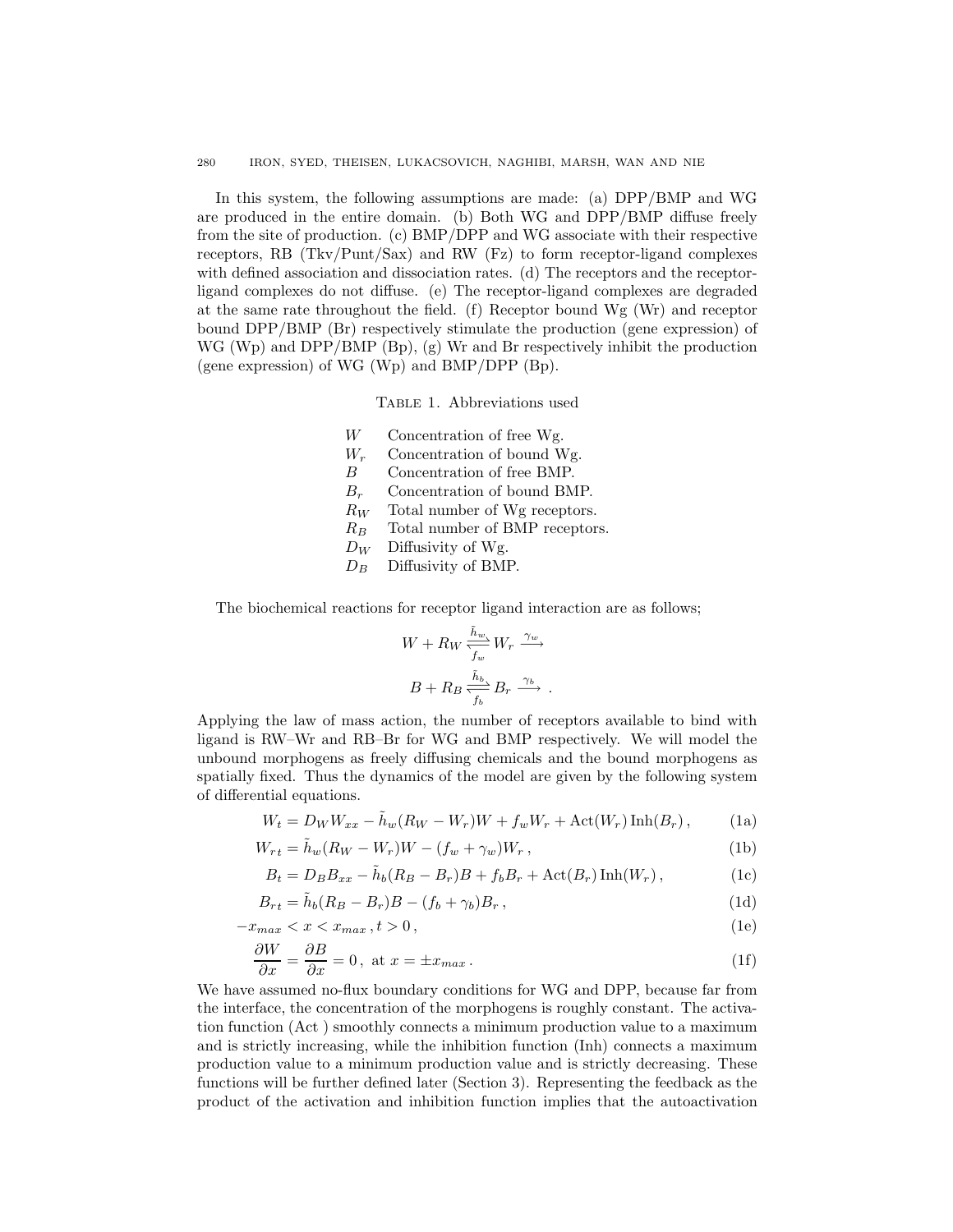In this system, the following assumptions are made: (a) DPP/BMP and WG are produced in the entire domain. (b) Both WG and DPP/BMP diffuse freely from the site of production. (c) BMP/DPP and WG associate with their respective receptors, RB (Tkv/Punt/Sax) and RW (Fz) to form receptor-ligand complexes with defined association and dissociation rates. (d) The receptors and the receptor-ligand complexes do not diffuse. (e) The receptor-ligand complexes are degraded at the same rate throughout the field. (f) Receptor bound Wg (Wr) and receptor bound DPP/BMP (Br) respectively stimulate the production (gene expression) of WG (Wp) and DPP/BMP (Bp), (g) Wr and Br respectively inhibit the production (gene expression) of WG (Wp) and BMP/DPP (Bp).

Table 1. Abbreviations used

| | |
|---|---|
| $W$ | Concentration of free Wg. |
| $W_r$ | Concentration of bound Wg. |
| $B$ | Concentration of free BMP. |
| $B_r$ | Concentration of bound BMP. |
| $R_W$ | Total number of Wg receptors. |
| $R_B$ | Total number of BMP receptors. |
| $D_W$ | Diffusivity of Wg. |
| $D_B$ | Diffusivity of BMP. |

The biochemical reactions for receptor ligand interaction are as follows;

$$W + R_W \underset{f_w}{\overset{\tilde{h}_w}{\rightleftharpoons}} W_r \overset{\gamma_w}{\longrightarrow}$$

$$B + R_B \underset{f_b}{\overset{\tilde{h}_b}{\rightleftharpoons}} B_r \overset{\gamma_b}{\longrightarrow} .$$

Applying the law of mass action, the number of receptors available to bind with ligand is RW–Wr and RB–Br for WG and BMP respectively. We will model the unbound morphogens as freely diffusing chemicals and the bound morphogens as spatially fixed. Thus the dynamics of the model are given by the following system of differential equations.

$$W_t = D_W W_{xx} - \tilde{h}_w (R_W - W_r) W + f_w W_r + \text{Act}(W_r)\,\text{Inh}(B_r)\,, \tag{1a}$$

$$W_{rt} = \tilde{h}_w (R_W - W_r) W - (f_w + \gamma_w) W_r\,, \tag{1b}$$

$$B_t = D_B B_{xx} - \tilde{h}_b (R_B - B_r) B + f_b B_r + \text{Act}(B_r)\,\text{Inh}(W_r)\,, \tag{1c}$$

$$B_{rt} = \tilde{h}_b (R_B - B_r) B - (f_b + \gamma_b) B_r\,, \tag{1d}$$

$$-x_{max} < x < x_{max}\,, t > 0\,, \tag{1e}$$

$$\frac{\partial W}{\partial x} = \frac{\partial B}{\partial x} = 0\,, \text{ at } x = \pm x_{max}\,. \tag{1f}$$

We have assumed no-flux boundary conditions for WG and DPP, because far from the interface, the concentration of the morphogens is roughly constant. The activation function (Act ) smoothly connects a minimum production value to a maximum and is strictly increasing, while the inhibition function (Inh) connects a maximum production value to a minimum production value and is strictly decreasing. These functions will be further defined later (Section 3). Representing the feedback as the product of the activation and inhibition function implies that the autoactivation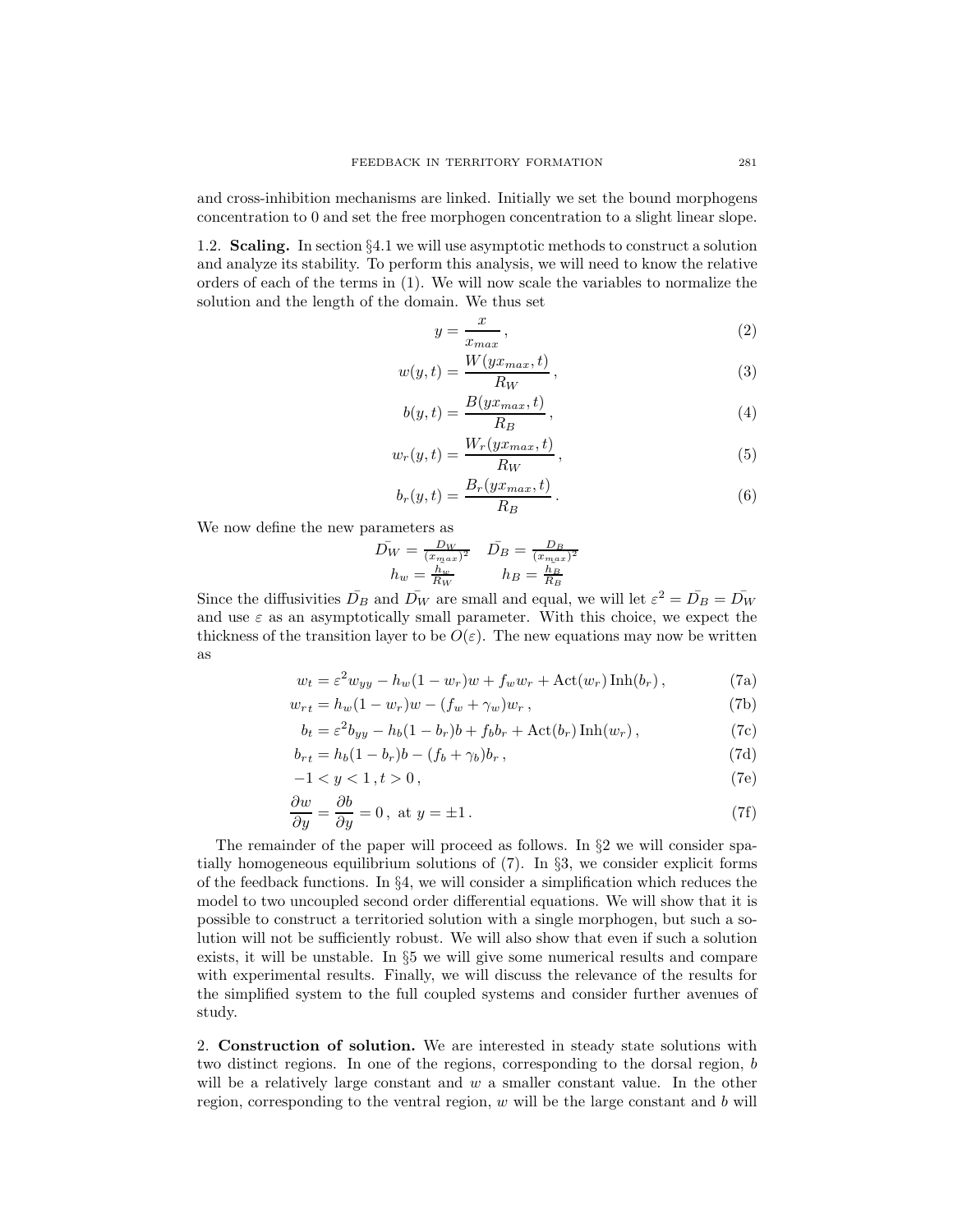and cross-inhibition mechanisms are linked. Initially we set the bound morphogens concentration to 0 and set the free morphogen concentration to a slight linear slope.

1.2. **Scaling.** In section §4.1 we will use asymptotic methods to construct a solution and analyze its stability. To perform this analysis, we will need to know the relative orders of each of the terms in (1). We will now scale the variables to normalize the solution and the length of the domain. We thus set

$$y = \frac{x}{x_{max}}\,, \tag{2}$$

$$w(y,t) = \frac{W(yx_{max},t)}{R_W}\,, \tag{3}$$

$$b(y,t) = \frac{B(yx_{max},t)}{R_B}\,, \tag{4}$$

$$w_r(y,t) = \frac{W_r(yx_{max},t)}{R_W}\,, \tag{5}$$

$$b_r(y,t) = \frac{B_r(yx_{max},t)}{R_B}\,. \tag{6}$$

We now define the new parameters as

$$\bar{D_W} = \frac{D_W}{(x_{max})^2} \quad \bar{D_B} = \frac{D_B}{(x_{max})^2}$$
$$h_w = \frac{h_w}{R_W} \qquad h_B = \frac{h_B}{R_B}$$

Since the diffusivities $\bar{D_B}$ and $\bar{D_W}$ are small and equal, we will let $\varepsilon^2 = \bar{D_B} = \bar{D_W}$ and use $\varepsilon$ as an asymptotically small parameter. With this choice, we expect the thickness of the transition layer to be $O(\varepsilon)$. The new equations may now be written as

$$w_t = \varepsilon^2 w_{yy} - h_w(1-w_r)w + f_w w_r + \mathrm{Act}(w_r)\,\mathrm{Inh}(b_r)\,, \tag{7a}$$

$$w_{rt} = h_w(1-w_r)w - (f_w + \gamma_w)w_r\,, \tag{7b}$$

$$b_t = \varepsilon^2 b_{yy} - h_b(1-b_r)b + f_b b_r + \mathrm{Act}(b_r)\,\mathrm{Inh}(w_r)\,, \tag{7c}$$

$$b_{rt} = h_b(1-b_r)b - (f_b + \gamma_b)b_r\,, \tag{7d}$$

$$-1 < y < 1\,, t > 0\,, \tag{7e}$$

$$\frac{\partial w}{\partial y} = \frac{\partial b}{\partial y} = 0\,, \text{ at } y = \pm 1\,. \tag{7f}$$

The remainder of the paper will proceed as follows. In §2 we will consider spatially homogeneous equilibrium solutions of (7). In §3, we consider explicit forms of the feedback functions. In §4, we will consider a simplification which reduces the model to two uncoupled second order differential equations. We will show that it is possible to construct a territoried solution with a single morphogen, but such a solution will not be sufficiently robust. We will also show that even if such a solution exists, it will be unstable. In §5 we will give some numerical results and compare with experimental results. Finally, we will discuss the relevance of the results for the simplified system to the full coupled systems and consider further avenues of study.

2. **Construction of solution.** We are interested in steady state solutions with two distinct regions. In one of the regions, corresponding to the dorsal region, $b$ will be a relatively large constant and $w$ a smaller constant value. In the other region, corresponding to the ventral region, $w$ will be the large constant and $b$ will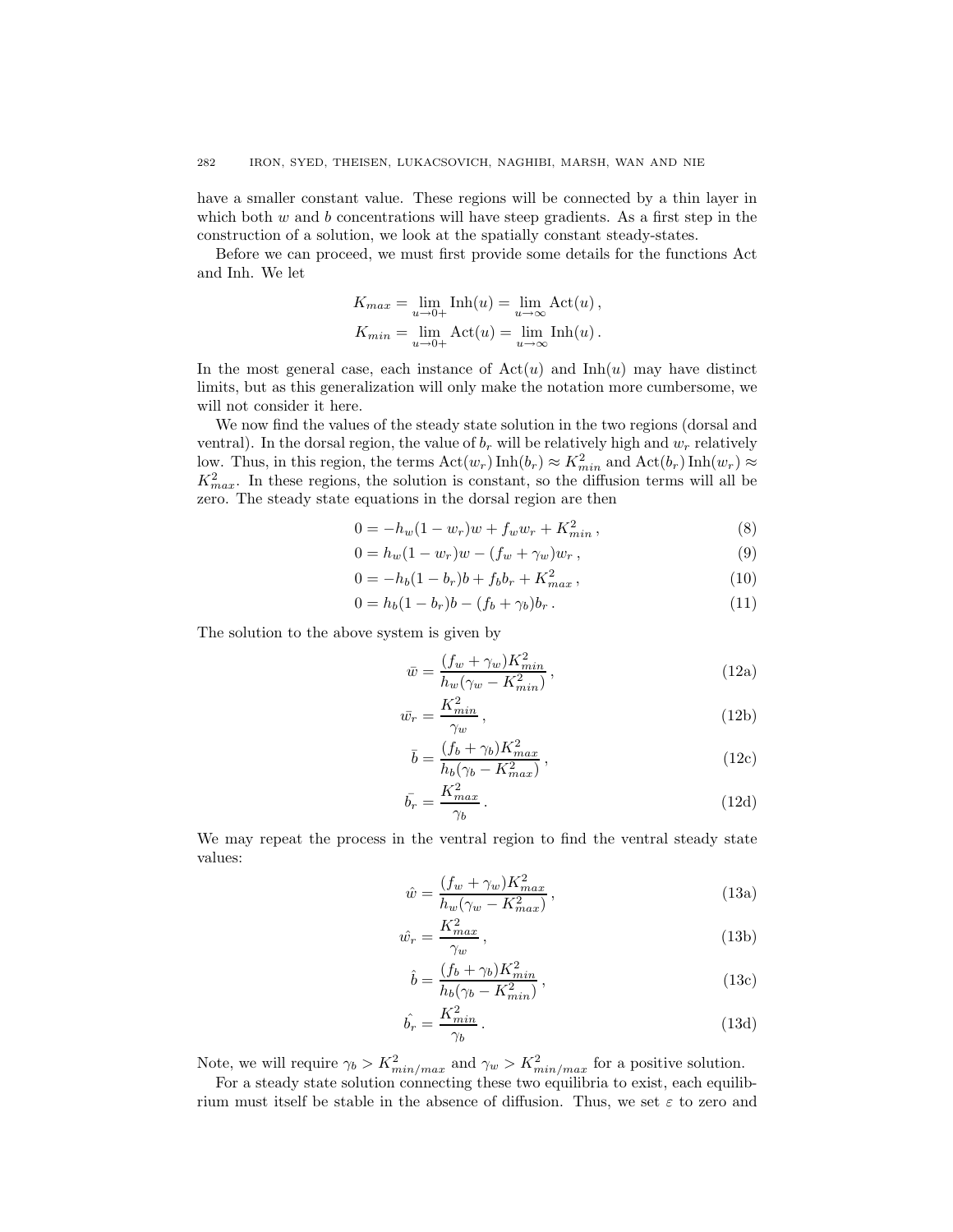have a smaller constant value. These regions will be connected by a thin layer in which both $w$ and $b$ concentrations will have steep gradients. As a first step in the construction of a solution, we look at the spatially constant steady-states.

Before we can proceed, we must first provide some details for the functions Act and Inh. We let

$$K_{max} = \lim_{u\to 0+} \mathrm{Inh}(u) = \lim_{u\to\infty} \mathrm{Act}(u)\,,$$
$$K_{min} = \lim_{u\to 0+} \mathrm{Act}(u) = \lim_{u\to\infty} \mathrm{Inh}(u)\,.$$

In the most general case, each instance of $\mathrm{Act}(u)$ and $\mathrm{Inh}(u)$ may have distinct limits, but as this generalization will only make the notation more cumbersome, we will not consider it here.

We now find the values of the steady state solution in the two regions (dorsal and ventral). In the dorsal region, the value of $b_r$ will be relatively high and $w_r$ relatively low. Thus, in this region, the terms $\mathrm{Act}(w_r)\,\mathrm{Inh}(b_r) \approx K_{min}^2$ and $\mathrm{Act}(b_r)\,\mathrm{Inh}(w_r) \approx K_{max}^2$. In these regions, the solution is constant, so the diffusion terms will all be zero. The steady state equations in the dorsal region are then

$$0 = -h_w(1-w_r)w + f_w w_r + K_{min}^2\,, \tag{8}$$
$$0 = h_w(1-w_r)w - (f_w+\gamma_w)w_r\,, \tag{9}$$
$$0 = -h_b(1-b_r)b + f_b b_r + K_{max}^2\,, \tag{10}$$
$$0 = h_b(1-b_r)b - (f_b+\gamma_b)b_r\,. \tag{11}$$

The solution to the above system is given by

$$\bar{w} = \frac{(f_w+\gamma_w)K_{min}^2}{h_w(\gamma_w - K_{min}^2)}\,, \tag{12a}$$
$$\bar{w_r} = \frac{K_{min}^2}{\gamma_w}\,, \tag{12b}$$
$$\bar{b} = \frac{(f_b+\gamma_b)K_{max}^2}{h_b(\gamma_b - K_{max}^2)}\,, \tag{12c}$$
$$\bar{b_r} = \frac{K_{max}^2}{\gamma_b}\,. \tag{12d}$$

We may repeat the process in the ventral region to find the ventral steady state values:

$$\hat{w} = \frac{(f_w+\gamma_w)K_{max}^2}{h_w(\gamma_w - K_{max}^2)}\,, \tag{13a}$$
$$\hat{w_r} = \frac{K_{max}^2}{\gamma_w}\,, \tag{13b}$$
$$\hat{b} = \frac{(f_b+\gamma_b)K_{min}^2}{h_b(\gamma_b - K_{min}^2)}\,, \tag{13c}$$
$$\hat{b_r} = \frac{K_{min}^2}{\gamma_b}\,. \tag{13d}$$

Note, we will require $\gamma_b > K_{min/max}^2$ and $\gamma_w > K_{min/max}^2$ for a positive solution.

For a steady state solution connecting these two equilibria to exist, each equilibrium must itself be stable in the absence of diffusion. Thus, we set $\varepsilon$ to zero and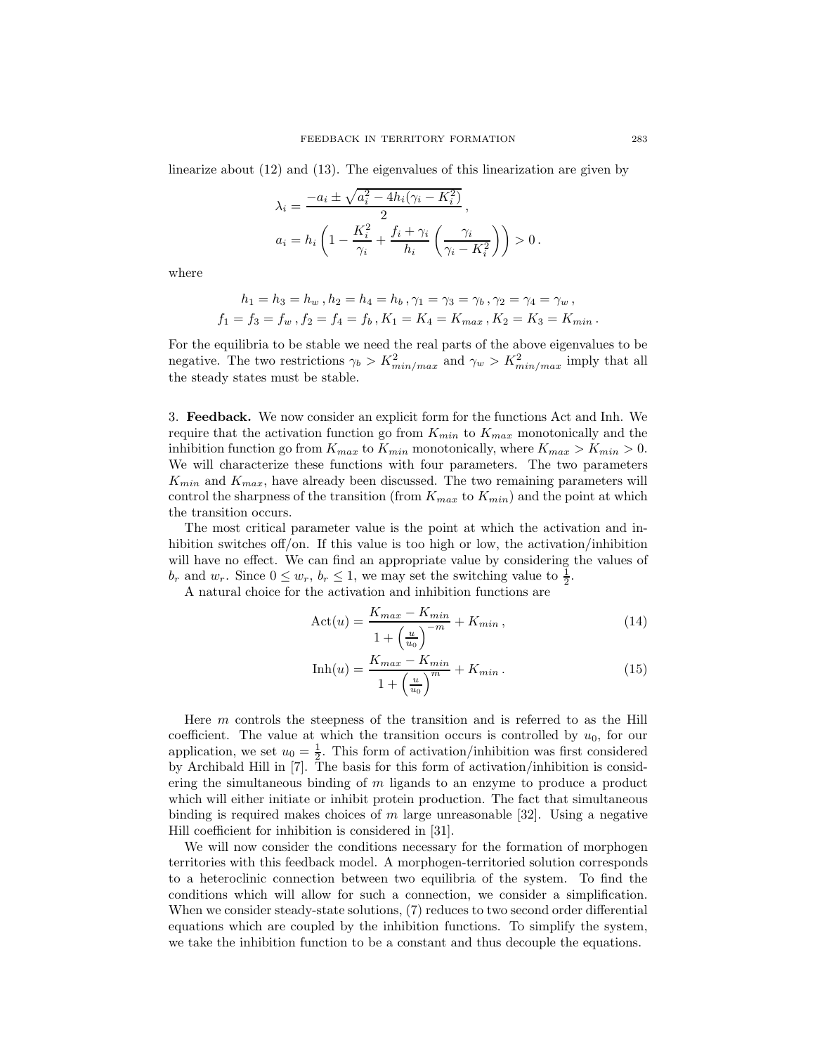linearize about (12) and (13). The eigenvalues of this linearization are given by

$$\lambda_i = \frac{-a_i \pm \sqrt{a_i^2 - 4h_i(\gamma_i - K_i^2)}}{2},$$
$$a_i = h_i\left(1 - \frac{K_i^2}{\gamma_i} + \frac{f_i + \gamma_i}{h_i}\left(\frac{\gamma_i}{\gamma_i - K_i^2}\right)\right) > 0\,.$$

where

$$h_1 = h_3 = h_w\,, h_2 = h_4 = h_b\,, \gamma_1 = \gamma_3 = \gamma_b\,, \gamma_2 = \gamma_4 = \gamma_w\,,$$
$$f_1 = f_3 = f_w\,, f_2 = f_4 = f_b\,, K_1 = K_4 = K_{max}\,, K_2 = K_3 = K_{min}\,.$$

For the equilibria to be stable we need the real parts of the above eigenvalues to be negative. The two restrictions $\gamma_b > K^2_{min/max}$ and $\gamma_w > K^2_{min/max}$ imply that all the steady states must be stable.

## 3. **Feedback.**

We now consider an explicit form for the functions Act and Inh. We require that the activation function go from $K_{min}$ to $K_{max}$ monotonically and the inhibition function go from $K_{max}$ to $K_{min}$ monotonically, where $K_{max} > K_{min} > 0$. We will characterize these functions with four parameters. The two parameters $K_{min}$ and $K_{max}$, have already been discussed. The two remaining parameters will control the sharpness of the transition (from $K_{max}$ to $K_{min}$) and the point at which the transition occurs.

The most critical parameter value is the point at which the activation and inhibition switches off/on. If this value is too high or low, the activation/inhibition will have no effect. We can find an appropriate value by considering the values of $b_r$ and $w_r$. Since $0 \leq w_r,\, b_r \leq 1$, we may set the switching value to $\frac{1}{2}$.

A natural choice for the activation and inhibition functions are

$$\text{Act}(u) = \frac{K_{max} - K_{min}}{1 + \left(\frac{u}{u_0}\right)^{-m}} + K_{min}\,, \tag{14}$$

$$\text{Inh}(u) = \frac{K_{max} - K_{min}}{1 + \left(\frac{u}{u_0}\right)^{m}} + K_{min}\,. \tag{15}$$

Here $m$ controls the steepness of the transition and is referred to as the Hill coefficient. The value at which the transition occurs is controlled by $u_0$, for our application, we set $u_0 = \frac{1}{2}$. This form of activation/inhibition was first considered by Archibald Hill in [7]. The basis for this form of activation/inhibition is considering the simultaneous binding of $m$ ligands to an enzyme to produce a product which will either initiate or inhibit protein production. The fact that simultaneous binding is required makes choices of $m$ large unreasonable [32]. Using a negative Hill coefficient for inhibition is considered in [31].

We will now consider the conditions necessary for the formation of morphogen territories with this feedback model. A morphogen-territoried solution corresponds to a heteroclinic connection between two equilibria of the system. To find the conditions which will allow for such a connection, we consider a simplification. When we consider steady-state solutions, (7) reduces to two second order differential equations which are coupled by the inhibition functions. To simplify the system, we take the inhibition function to be a constant and thus decouple the equations.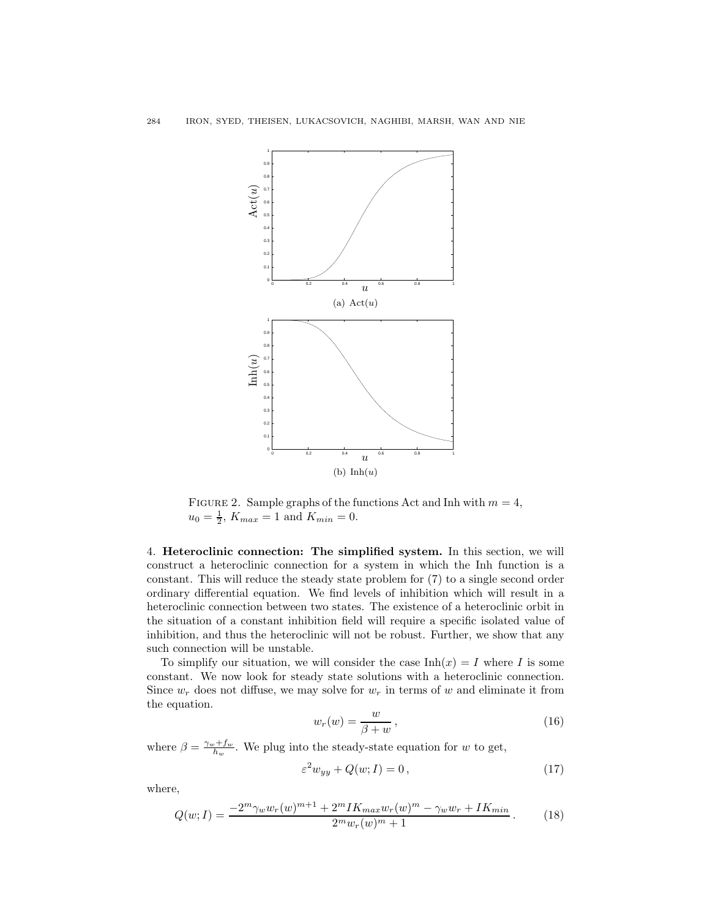1
0.9
0.8
0.7
0.6
0.5
0.4
0.3
0.2
0.1
0
0 0.2 0.4 0.6 0.8 1
$u$
Act($u$)

(a) Act($u$)

1
0.9
0.8
0.7
0.6
0.5
0.4
0.3
0.2
0.1
0
0 0.2 0.4 0.6 0.8 1
$u$
Inh($u$)

(b) Inh($u$)

FIGURE 2. Sample graphs of the functions Act and Inh with $m = 4$, $u_0 = \frac{1}{2}$, $K_{max} = 1$ and $K_{min} = 0$.

## 4. Heteroclinic connection: The simplified system.

In this section, we will construct a heteroclinic connection for a system in which the Inh function is a constant. This will reduce the steady state problem for (7) to a single second order ordinary differential equation. We find levels of inhibition which will result in a heteroclinic connection between two states. The existence of a heteroclinic orbit in the situation of a constant inhibition field will require a specific isolated value of inhibition, and thus the heteroclinic will not be robust. Further, we show that any such connection will be unstable.

To simplify our situation, we will consider the case $\text{Inh}(x) = I$ where $I$ is some constant. We now look for steady state solutions with a heteroclinic connection. Since $w_r$ does not diffuse, we may solve for $w_r$ in terms of $w$ and eliminate it from the equation.

$$w_r(w) = \frac{w}{\beta + w}\,, \tag{16}$$

where $\beta = \frac{\gamma_w + f_w}{h_w}$. We plug into the steady-state equation for $w$ to get,

$$\varepsilon^2 w_{yy} + Q(w; I) = 0\,, \tag{17}$$

where,

$$Q(w; I) = \frac{-2^m \gamma_w w_r(w)^{m+1} + 2^m I K_{max} w_r(w)^m - \gamma_w w_r + I K_{min}}{2^m w_r(w)^m + 1}\,. \tag{18}$$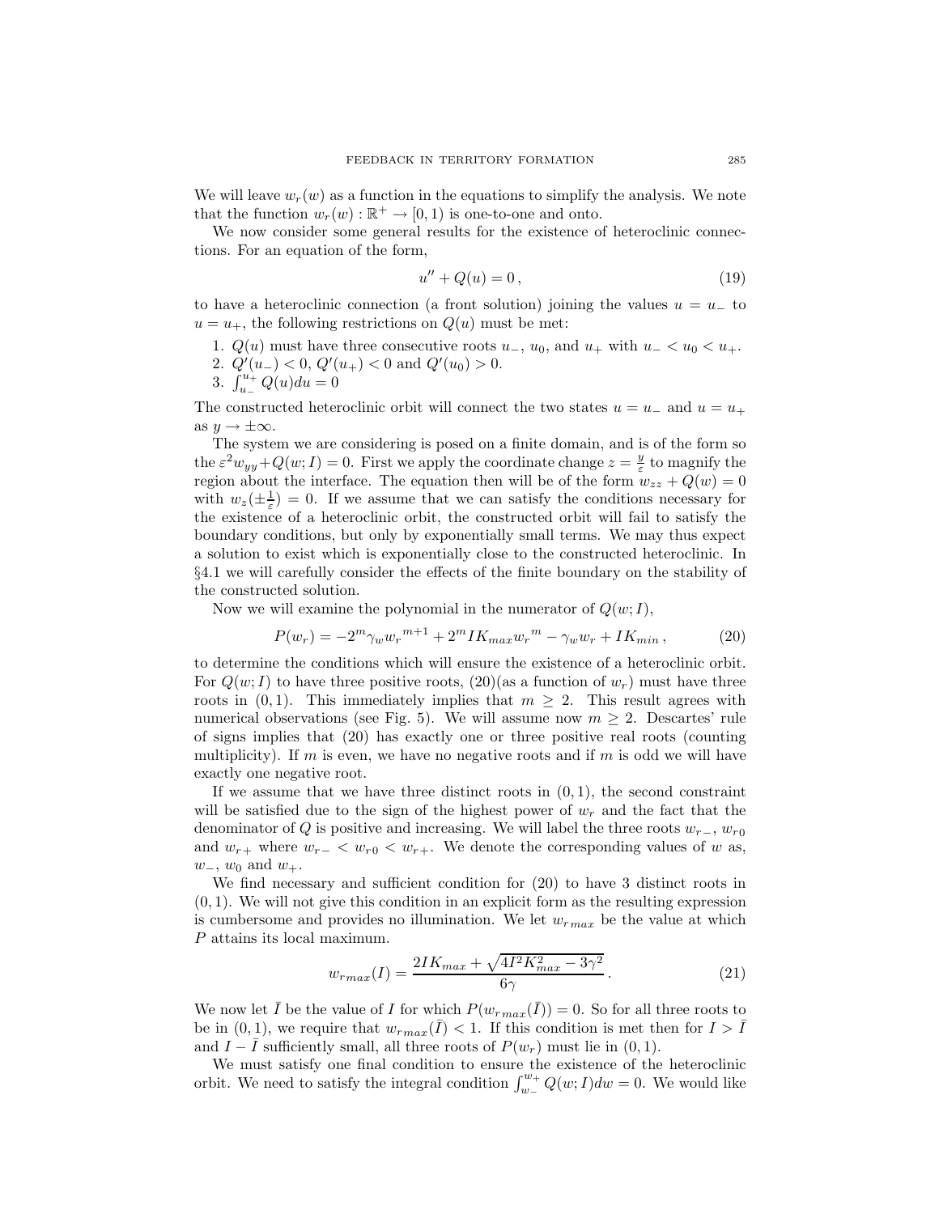We will leave $w_r(w)$ as a function in the equations to simplify the analysis. We note that the function $w_r(w) : \mathbb{R}^+ \to [0, 1)$ is one-to-one and onto.

We now consider some general results for the existence of heteroclinic connections. For an equation of the form,

$$u'' + Q(u) = 0\,, \tag{19}$$

to have a heteroclinic connection (a front solution) joining the values $u = u_-$ to $u = u_+$, the following restrictions on $Q(u)$ must be met:

1. $Q(u)$ must have three consecutive roots $u_-$, $u_0$, and $u_+$ with $u_- < u_0 < u_+$.
2. $Q'(u_-) < 0$, $Q'(u_+) < 0$ and $Q'(u_0) > 0$.
3. $\int_{u_-}^{u_+} Q(u)du = 0$

The constructed heteroclinic orbit will connect the two states $u = u_-$ and $u = u_+$ as $y \to \pm\infty$.

The system we are considering is posed on a finite domain, and is of the form so the $\varepsilon^2 w_{yy} + Q(w; I) = 0$. First we apply the coordinate change $z = \frac{y}{\varepsilon}$ to magnify the region about the interface. The equation then will be of the form $w_{zz} + Q(w) = 0$ with $w_z(\pm\frac{1}{\varepsilon}) = 0$. If we assume that we can satisfy the conditions necessary for the existence of a heteroclinic orbit, the constructed orbit will fail to satisfy the boundary conditions, but only by exponentially small terms. We may thus expect a solution to exist which is exponentially close to the constructed heteroclinic. In §4.1 we will carefully consider the effects of the finite boundary on the stability of the constructed solution.

Now we will examine the polynomial in the numerator of $Q(w; I)$,

$$P(w_r) = -2^m \gamma_w {w_r}^{m+1} + 2^m I K_{max} {w_r}^m - \gamma_w w_r + I K_{min}\,, \tag{20}$$

to determine the conditions which will ensure the existence of a heteroclinic orbit. For $Q(w; I)$ to have three positive roots, (20)(as a function of $w_r$) must have three roots in $(0, 1)$. This immediately implies that $m \geq 2$. This result agrees with numerical observations (see Fig. 5). We will assume now $m \geq 2$. Descartes' rule of signs implies that (20) has exactly one or three positive real roots (counting multiplicity). If $m$ is even, we have no negative roots and if $m$ is odd we will have exactly one negative root.

If we assume that we have three distinct roots in $(0, 1)$, the second constraint will be satisfied due to the sign of the highest power of $w_r$ and the fact that the denominator of $Q$ is positive and increasing. We will label the three roots $w_{r-}$, $w_{r0}$ and $w_{r+}$ where $w_{r-} < w_{r0} < w_{r+}$. We denote the corresponding values of $w$ as, $w_-$, $w_0$ and $w_+$.

We find necessary and sufficient condition for (20) to have 3 distinct roots in $(0, 1)$. We will not give this condition in an explicit form as the resulting expression is cumbersome and provides no illumination. We let $w_{rmax}$ be the value at which $P$ attains its local maximum.

$$w_{rmax}(I) = \frac{2IK_{max} + \sqrt{4I^2 K_{max}^2 - 3\gamma^2}}{6\gamma}\,. \tag{21}$$

We now let $\bar{I}$ be the value of $I$ for which $P(w_{rmax}(\bar{I})) = 0$. So for all three roots to be in $(0, 1)$, we require that $w_{rmax}(\bar{I}) < 1$. If this condition is met then for $I > \bar{I}$ and $I - \bar{I}$ sufficiently small, all three roots of $P(w_r)$ must lie in $(0, 1)$.

We must satisfy one final condition to ensure the existence of the heteroclinic orbit. We need to satisfy the integral condition $\int_{w_-}^{w_+} Q(w; I)dw = 0$. We would like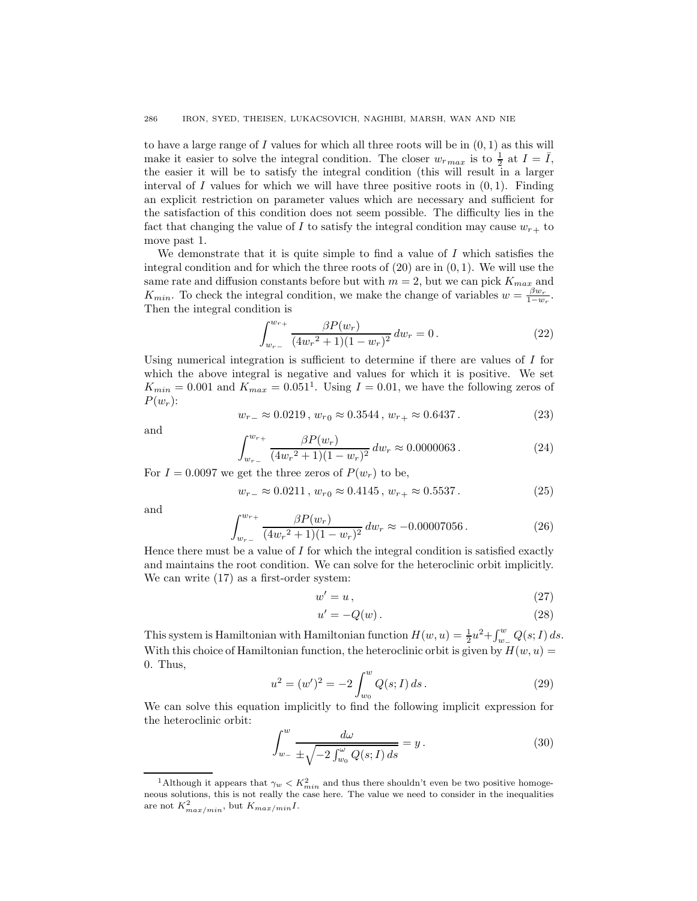to have a large range of $I$ values for which all three roots will be in $(0, 1)$ as this will make it easier to solve the integral condition. The closer $w_{r_{max}}$ is to $\frac{1}{2}$ at $I = \bar{I}$, the easier it will be to satisfy the integral condition (this will result in a larger interval of $I$ values for which we will have three positive roots in $(0, 1)$. Finding an explicit restriction on parameter values which are necessary and sufficient for the satisfaction of this condition does not seem possible. The difficulty lies in the fact that changing the value of $I$ to satisfy the integral condition may cause $w_{r+}$ to move past 1.

We demonstrate that it is quite simple to find a value of $I$ which satisfies the integral condition and for which the three roots of (20) are in $(0, 1)$. We will use the same rate and diffusion constants before but with $m = 2$, but we can pick $K_{max}$ and $K_{min}$. To check the integral condition, we make the change of variables $w = \frac{\beta w_r}{1-w_r}$. Then the integral condition is

$$\int_{w_{r-}}^{w_{r+}} \frac{\beta P(w_r)}{(4{w_r}^2+1)(1-w_r)^2}\,dw_r = 0\,. \tag{22}$$

Using numerical integration is sufficient to determine if there are values of $I$ for which the above integral is negative and values for which it is positive. We set $K_{min} = 0.001$ and $K_{max} = 0.051$[1]. Using $I = 0.01$, we have the following zeros of $P(w_r)$:

$$w_{r-} \approx 0.0219\,,\; w_{r0} \approx 0.3544\,,\; w_{r+} \approx 0.6437\,. \tag{23}$$

and

$$\int_{w_{r-}}^{w_{r+}} \frac{\beta P(w_r)}{(4{w_r}^2+1)(1-w_r)^2}\,dw_r \approx 0.0000063\,. \tag{24}$$

For $I = 0.0097$ we get the three zeros of $P(w_r)$ to be,

$$w_{r-} \approx 0.0211\,,\; w_{r0} \approx 0.4145\,,\; w_{r+} \approx 0.5537\,. \tag{25}$$

and

$$\int_{w_{r-}}^{w_{r+}} \frac{\beta P(w_r)}{(4{w_r}^2+1)(1-w_r)^2}\,dw_r \approx -0.00007056\,. \tag{26}$$

Hence there must be a value of $I$ for which the integral condition is satisfied exactly and maintains the root condition. We can solve for the heteroclinic orbit implicitly. We can write (17) as a first-order system:

$$w' = u\,, \tag{27}$$

$$u' = -Q(w)\,. \tag{28}$$

This system is Hamiltonian with Hamiltonian function $H(w, u) = \frac{1}{2}u^2 + \int_{w_-}^{w} Q(s; I)\,ds$. With this choice of Hamiltonian function, the heteroclinic orbit is given by $H(w, u) = 0$. Thus,

$$u^2 = (w')^2 = -2\int_{w_0}^{w} Q(s; I)\,ds\,. \tag{29}$$

We can solve this equation implicitly to find the following implicit expression for the heteroclinic orbit:

$$\int_{w_-}^{w} \frac{d\omega}{\pm\sqrt{-2\int_{w_0}^{\omega} Q(s; I)\,ds}} = y\,. \tag{30}$$

---

[1] Although it appears that $\gamma_w < K_{min}^2$ and thus there shouldn't even be two positive homogeneous solutions, this is not really the case here. The value we need to consider in the inequalities are not $K_{max/min}^2$, but $K_{max/min}I$.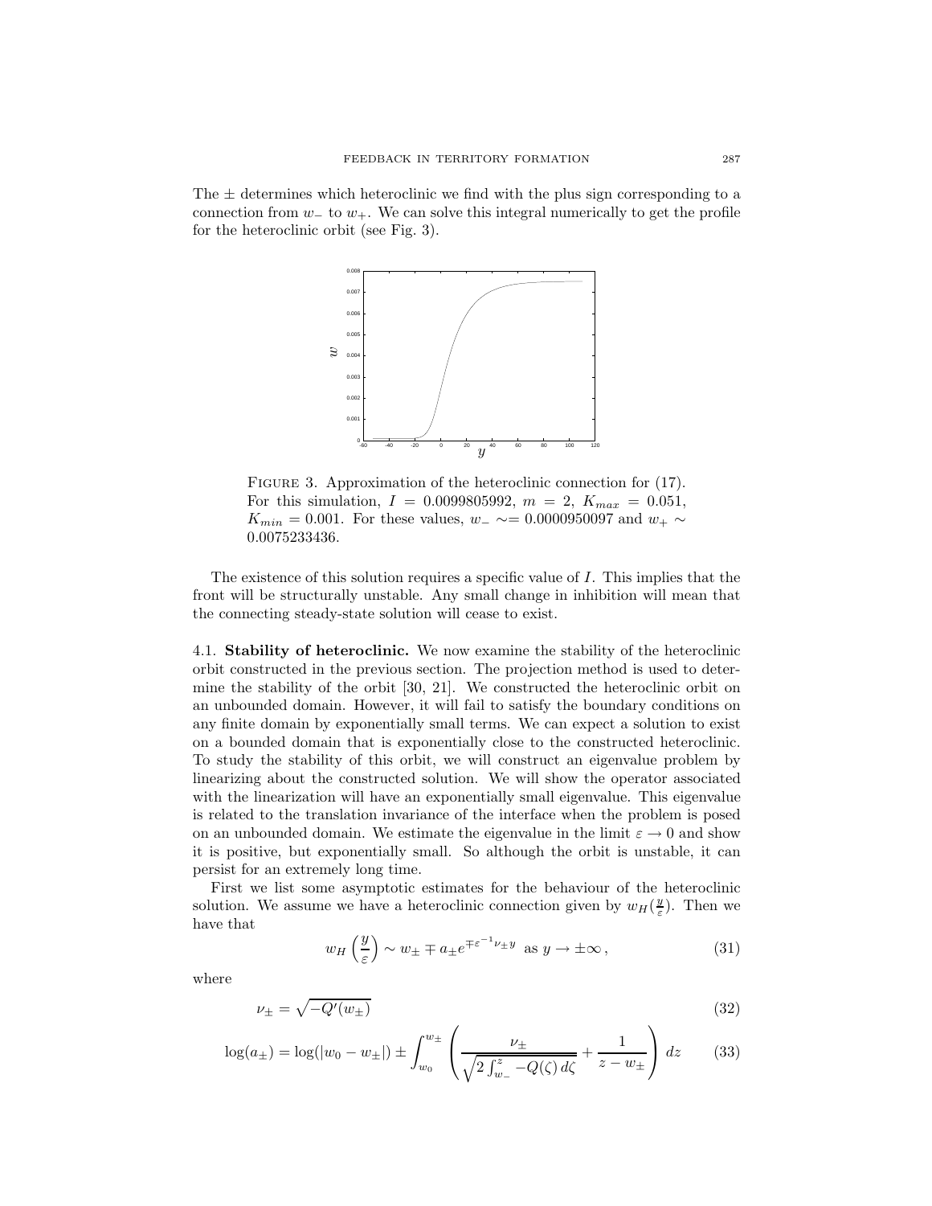The $\pm$ determines which heteroclinic we find with the plus sign corresponding to a connection from $w_-$ to $w_+$. We can solve this integral numerically to get the profile for the heteroclinic orbit (see Fig. 3).

0.008
0.007
0.006
0.005
0.004
0.003
0.002
0.001
0
$w$
-60 -40 -20 0 20 40 60 80 100 120
$y$

FIGURE 3. Approximation of the heteroclinic connection for (17). For this simulation, $I = 0.0099805992$, $m = 2$, $K_{max} = 0.051$, $K_{min} = 0.001$. For these values, $w_- \sim= 0.0000950097$ and $w_+ \sim 0.0075233436$.

The existence of this solution requires a specific value of $I$. This implies that the front will be structurally unstable. Any small change in inhibition will mean that the connecting steady-state solution will cease to exist.

## 4.1. Stability of heteroclinic.

We now examine the stability of the heteroclinic orbit constructed in the previous section. The projection method is used to determine the stability of the orbit [30, 21]. We constructed the heteroclinic orbit on an unbounded domain. However, it will fail to satisfy the boundary conditions on any finite domain by exponentially small terms. We can expect a solution to exist on a bounded domain that is exponentially close to the constructed heteroclinic. To study the stability of this orbit, we will construct an eigenvalue problem by linearizing about the constructed solution. We will show the operator associated with the linearization will have an exponentially small eigenvalue. This eigenvalue is related to the translation invariance of the interface when the problem is posed on an unbounded domain. We estimate the eigenvalue in the limit $\varepsilon \to 0$ and show it is positive, but exponentially small. So although the orbit is unstable, it can persist for an extremely long time.

First we list some asymptotic estimates for the behaviour of the heteroclinic solution. We assume we have a heteroclinic connection given by $w_H(\frac{y}{\varepsilon})$. Then we have that

$$w_H\left(\frac{y}{\varepsilon}\right) \sim w_\pm \mp a_\pm e^{\mp\varepsilon^{-1}\nu_\pm y} \ \text{ as } y \to \pm\infty\,, \tag{31}$$

where

$$\nu_\pm = \sqrt{-Q'(w_\pm)} \tag{32}$$

$$\log(a_\pm) = \log(|w_0 - w_\pm|) \pm \int_{w_0}^{w_\pm} \left( \frac{\nu_\pm}{\sqrt{2\int_{w_-}^{z} -Q(\zeta)\,d\zeta}} + \frac{1}{z - w_\pm} \right) dz \tag{33}$$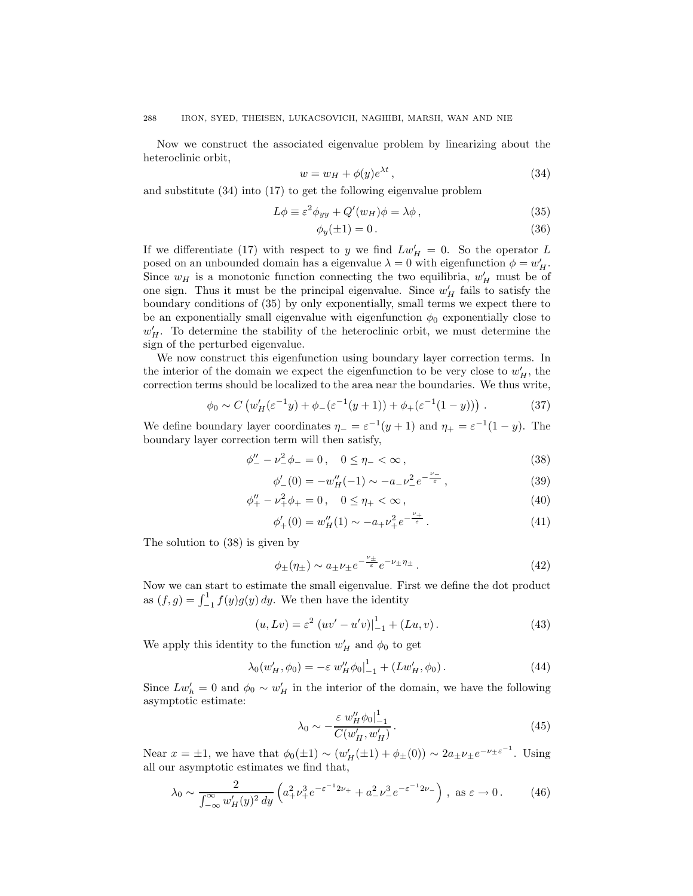Now we construct the associated eigenvalue problem by linearizing about the heteroclinic orbit,

$$w = w_H + \phi(y)e^{\lambda t}\,, \tag{34}$$

and substitute (34) into (17) to get the following eigenvalue problem

$$L\phi \equiv \varepsilon^2 \phi_{yy} + Q'(w_H)\phi = \lambda\phi\,, \tag{35}$$

$$\phi_y(\pm 1) = 0\,. \tag{36}$$

If we differentiate (17) with respect to $y$ we find $Lw_H' = 0$. So the operator $L$ posed on an unbounded domain has a eigenvalue $\lambda = 0$ with eigenfunction $\phi = w_H'$. Since $w_H$ is a monotonic function connecting the two equilibria, $w_H'$ must be of one sign. Thus it must be the principal eigenvalue. Since $w_H'$ fails to satisfy the boundary conditions of (35) by only exponentially, small terms we expect there to be an exponentially small eigenvalue with eigenfunction $\phi_0$ exponentially close to $w_H'$. To determine the stability of the heteroclinic orbit, we must determine the sign of the perturbed eigenvalue.

We now construct this eigenfunction using boundary layer correction terms. In the interior of the domain we expect the eigenfunction to be very close to $w_H'$, the correction terms should be localized to the area near the boundaries. We thus write,

$$\phi_0 \sim C\left(w_H'(\varepsilon^{-1}y) + \phi_-(\varepsilon^{-1}(y+1)) + \phi_+(\varepsilon^{-1}(1-y))\right)\,. \tag{37}$$

We define boundary layer coordinates $\eta_- = \varepsilon^{-1}(y+1)$ and $\eta_+ = \varepsilon^{-1}(1-y)$. The boundary layer correction term will then satisfy,

$$\phi_-'' - \nu_-^2\phi_- = 0\,, \quad 0 \le \eta_- < \infty\,, \tag{38}$$

$$\phi_-'(0) = -w_H''(-1) \sim -a_-\nu_-^2 e^{-\frac{\nu_-}{\varepsilon}}\,, \tag{39}$$

$$\phi_+'' - \nu_+^2\phi_+ = 0\,, \quad 0 \le \eta_+ < \infty\,, \tag{40}$$

$$\phi_+'(0) = w_H''(1) \sim -a_+\nu_+^2 e^{-\frac{\nu_+}{\varepsilon}}\,. \tag{41}$$

The solution to (38) is given by

$$\phi_\pm(\eta_\pm) \sim a_\pm\nu_\pm e^{-\frac{\nu_\pm}{\varepsilon}} e^{-\nu_\pm\eta_\pm}\,. \tag{42}$$

Now we can start to estimate the small eigenvalue. First we define the dot product as $(f,g) = \int_{-1}^{1} f(y)g(y)\,dy$. We then have the identity

$$(u, Lv) = \varepsilon^2 \left.(uv' - u'v)\right|_{-1}^{1} + (Lu, v)\,. \tag{43}$$

We apply this identity to the function $w_H'$ and $\phi_0$ to get

$$\lambda_0(w_H', \phi_0) = -\varepsilon \left. w_H''\phi_0\right|_{-1}^{1} + (Lw_H', \phi_0)\,. \tag{44}$$

Since $Lw_h' = 0$ and $\phi_0 \sim w_H'$ in the interior of the domain, we have the following asymptotic estimate:

$$\lambda_0 \sim -\frac{\varepsilon \left. w_H''\phi_0\right|_{-1}^{1}}{C(w_H', w_H')}\,. \tag{45}$$

Near $x = \pm 1$, we have that $\phi_0(\pm 1) \sim (w_H'(\pm 1) + \phi_\pm(0)) \sim 2a_\pm\nu_\pm e^{-\nu_\pm\varepsilon^{-1}}$. Using all our asymptotic estimates we find that,

$$\lambda_0 \sim \frac{2}{\int_{-\infty}^{\infty} w_H'(y)^2\,dy}\left(a_+^2\nu_+^3 e^{-\varepsilon^{-1}2\nu_+} + a_-^2\nu_-^3 e^{-\varepsilon^{-1}2\nu_-}\right)\,, \text{ as } \varepsilon \to 0\,. \tag{46}$$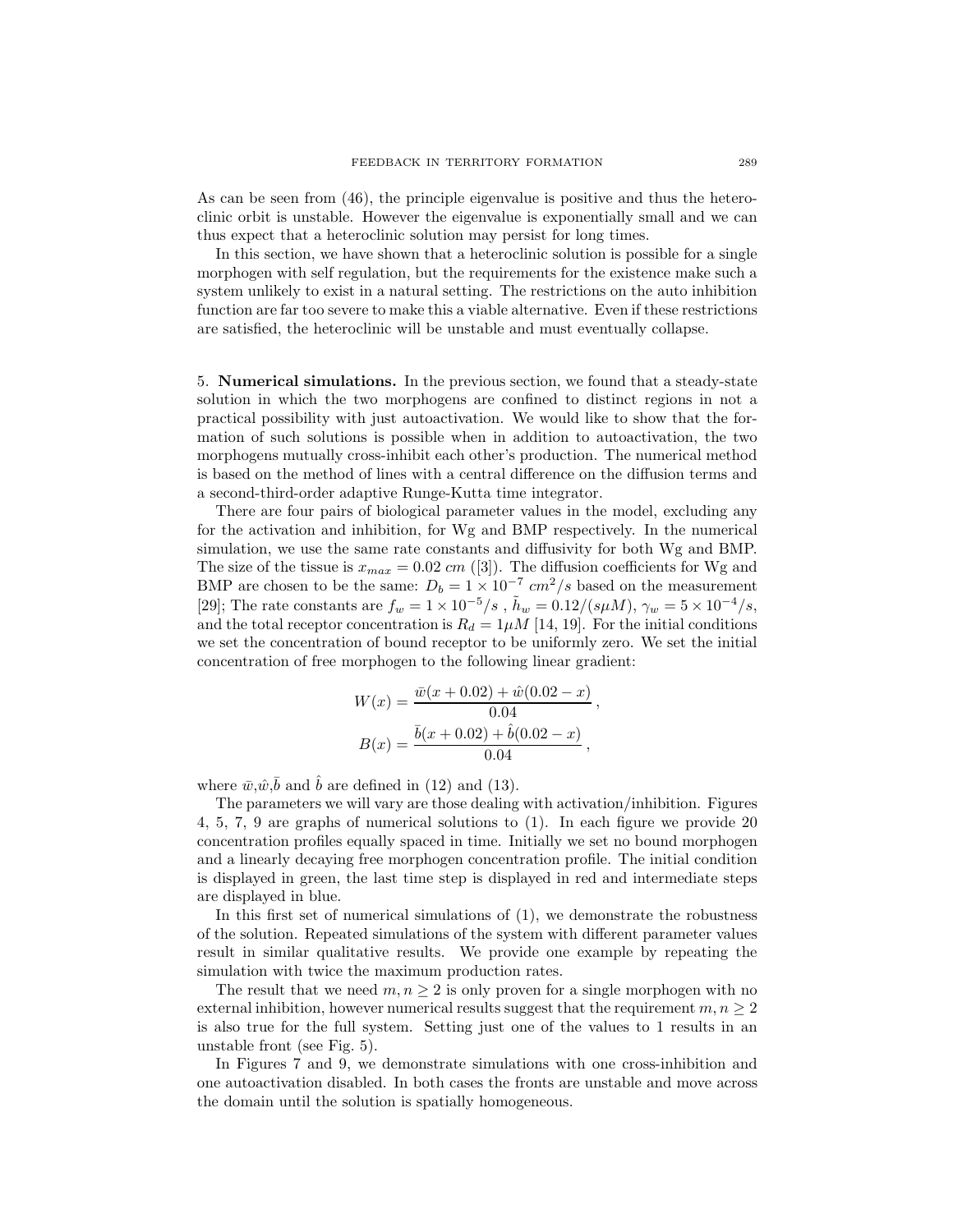As can be seen from (46), the principle eigenvalue is positive and thus the heteroclinic orbit is unstable. However the eigenvalue is exponentially small and we can thus expect that a heteroclinic solution may persist for long times.

In this section, we have shown that a heteroclinic solution is possible for a single morphogen with self regulation, but the requirements for the existence make such a system unlikely to exist in a natural setting. The restrictions on the auto inhibition function are far too severe to make this a viable alternative. Even if these restrictions are satisfied, the heteroclinic will be unstable and must eventually collapse.

## 5. **Numerical simulations.**

In the previous section, we found that a steady-state solution in which the two morphogens are confined to distinct regions in not a practical possibility with just autoactivation. We would like to show that the formation of such solutions is possible when in addition to autoactivation, the two morphogens mutually cross-inhibit each other's production. The numerical method is based on the method of lines with a central difference on the diffusion terms and a second-third-order adaptive Runge-Kutta time integrator.

There are four pairs of biological parameter values in the model, excluding any for the activation and inhibition, for Wg and BMP respectively. In the numerical simulation, we use the same rate constants and diffusivity for both Wg and BMP. The size of the tissue is $x_{max} = 0.02\ cm$ ([3]). The diffusion coefficients for Wg and BMP are chosen to be the same: $D_b = 1 \times 10^{-7}\ cm^2/s$ based on the measurement [29]; The rate constants are $f_w = 1 \times 10^{-5}/s$ , $\tilde{h}_w = 0.12/(s\mu M)$, $\gamma_w = 5 \times 10^{-4}/s$, and the total receptor concentration is $R_d = 1\mu M$ [14, 19]. For the initial conditions we set the concentration of bound receptor to be uniformly zero. We set the initial concentration of free morphogen to the following linear gradient:

$$W(x) = \frac{\bar{w}(x + 0.02) + \hat{w}(0.02 - x)}{0.04}\,,$$

$$B(x) = \frac{\bar{b}(x + 0.02) + \hat{b}(0.02 - x)}{0.04}\,,$$

where $\bar{w}$,$\hat{w}$,$\bar{b}$ and $\hat{b}$ are defined in (12) and (13).

The parameters we will vary are those dealing with activation/inhibition. Figures 4, 5, 7, 9 are graphs of numerical solutions to (1). In each figure we provide 20 concentration profiles equally spaced in time. Initially we set no bound morphogen and a linearly decaying free morphogen concentration profile. The initial condition is displayed in green, the last time step is displayed in red and intermediate steps are displayed in blue.

In this first set of numerical simulations of (1), we demonstrate the robustness of the solution. Repeated simulations of the system with different parameter values result in similar qualitative results. We provide one example by repeating the simulation with twice the maximum production rates.

The result that we need $m, n \geq 2$ is only proven for a single morphogen with no external inhibition, however numerical results suggest that the requirement $m, n \geq 2$ is also true for the full system. Setting just one of the values to 1 results in an unstable front (see Fig. 5).

In Figures 7 and 9, we demonstrate simulations with one cross-inhibition and one autoactivation disabled. In both cases the fronts are unstable and move across the domain until the solution is spatially homogeneous.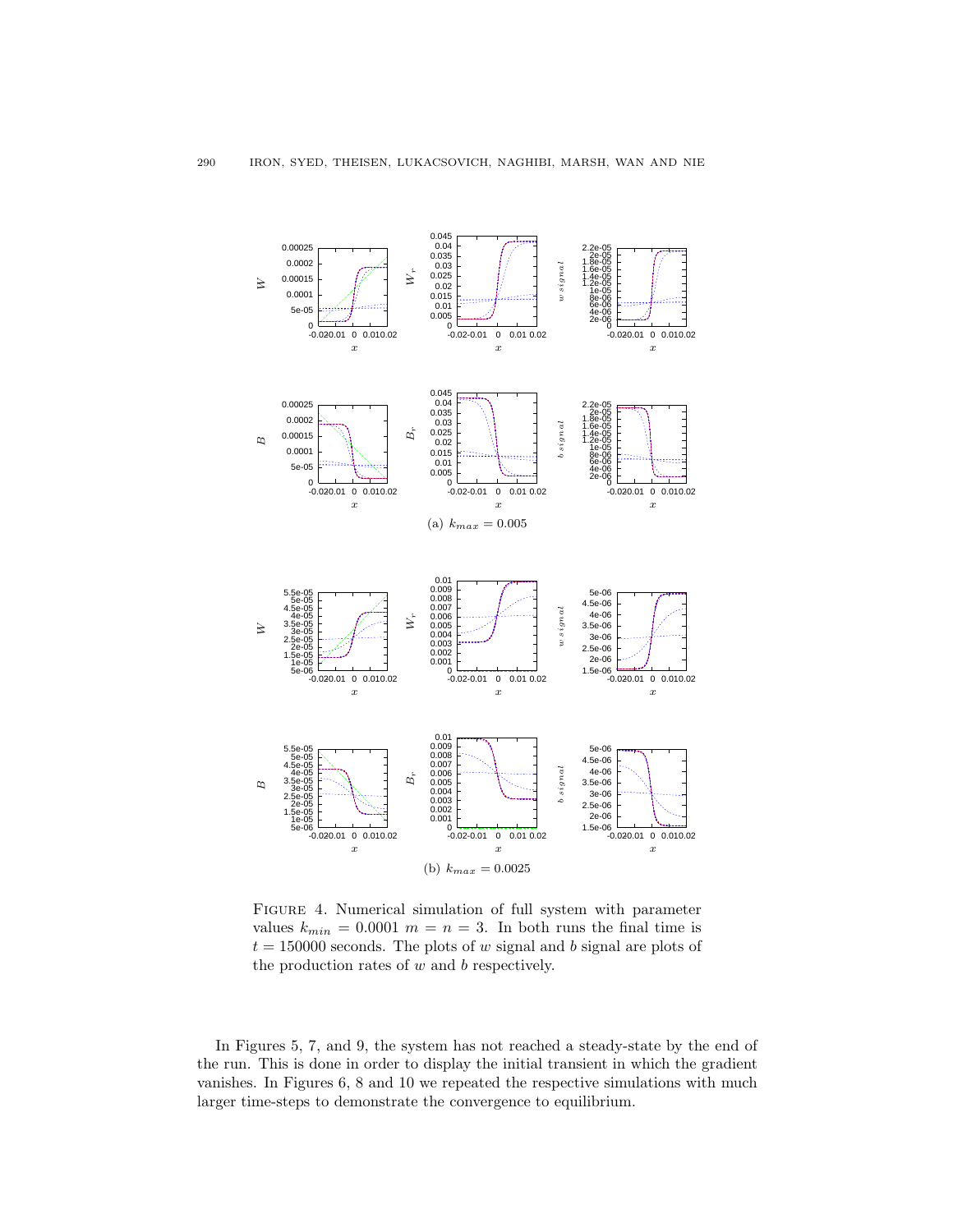$W$

0.00025
0.0002
0.00015
0.0001
5e-05
0

-0.020.01 0 0.010.02

$x$

$W_r$

0.045
0.04
0.035
0.03
0.025
0.02
0.015
0.01
0.005
0

-0.02-0.01 0 0.01 0.02

$x$

$w$ $signal$

2.2e-05
2e-05
1.8e-05
1.6e-05
1.4e-05
1.2e-05
1e-05
8e-06
6e-06
4e-06
2e-06
0

-0.020.01 0 0.010.02

$x$

$B$

0.00025
0.0002
0.00015
0.0001
5e-05
0

-0.020.01 0 0.010.02

$x$

$B_r$

0.045
0.04
0.035
0.03
0.025
0.02
0.015
0.01
0.005
0

-0.02-0.01 0 0.01 0.02

$x$

$b$ $signal$

2.2e-05
2e-05
1.8e-05
1.6e-05
1.4e-05
1.2e-05
1e-05
8e-06
6e-06
4e-06
2e-06
0

-0.020.01 0 0.010.02

$x$

(a) $k_{max} = 0.005$

$W$

5.5e-05
5e-05
4.5e-05
4e-05
3.5e-05
3e-05
2.5e-05
2e-05
1.5e-05
1e-05
5e-06

-0.020.01 0 0.010.02

$x$

$W_r$

0.01
0.009
0.008
0.007
0.006
0.005
0.004
0.003
0.002
0.001
0

-0.02-0.01 0 0.01 0.02

$x$

$w$ $signal$

5e-06
4.5e-06
4e-06
3.5e-06
3e-06
2.5e-06
2e-06
1.5e-06

-0.020.01 0 0.010.02

$x$

$B$

5.5e-05
5e-05
4.5e-05
4e-05
3.5e-05
3e-05
2.5e-05
2e-05
1.5e-05
1e-05
5e-06

-0.020.01 0 0.010.02

$x$

$B_r$

0.01
0.009
0.008
0.007
0.006
0.005
0.004
0.003
0.002
0.001
0

-0.02-0.01 0 0.01 0.02

$x$

$b$ $signal$

5e-06
4.5e-06
4e-06
3.5e-06
3e-06
2.5e-06
2e-06
1.5e-06

-0.020.01 0 0.010.02

$x$

(b) $k_{max} = 0.0025$

FIGURE 4. Numerical simulation of full system with parameter values $k_{min} = 0.0001$ $m = n = 3$. In both runs the final time is $t = 150000$ seconds. The plots of $w$ signal and $b$ signal are plots of the production rates of $w$ and $b$ respectively.

In Figures 5, 7, and 9, the system has not reached a steady-state by the end of the run. This is done in order to display the initial transient in which the gradient vanishes. In Figures 6, 8 and 10 we repeated the respective simulations with much larger time-steps to demonstrate the convergence to equilibrium.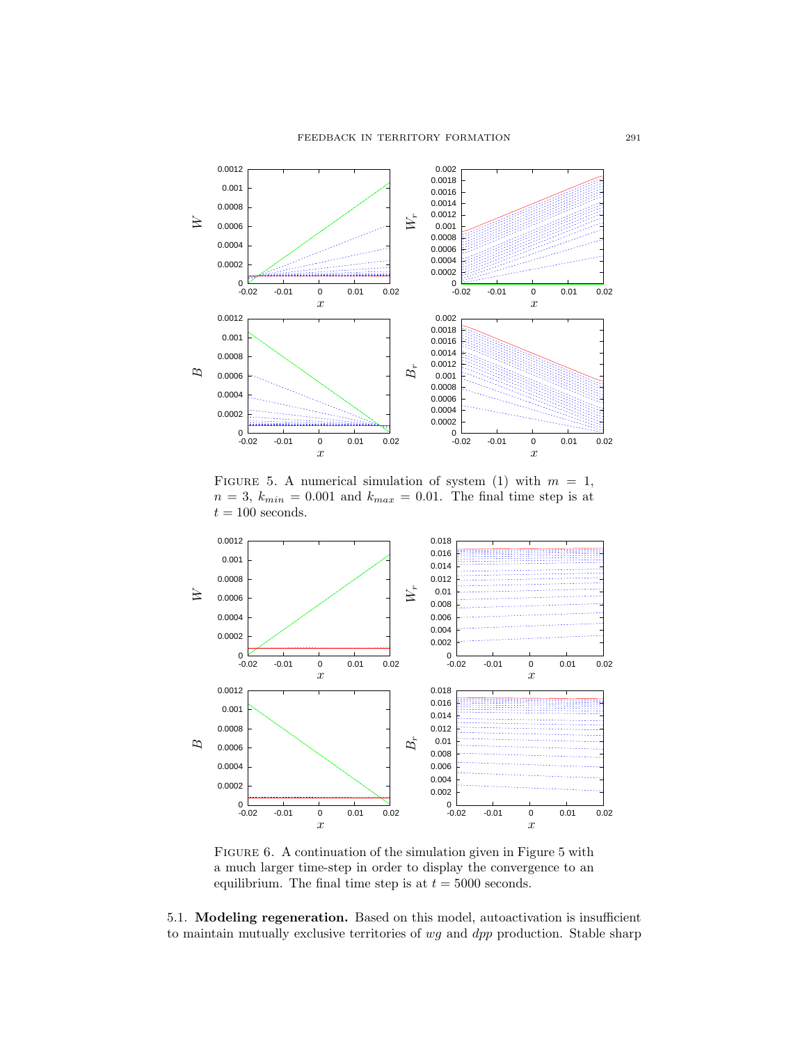0.0012
0.001
0.0008
0.0006
0.0004
0.0002
0
-0.02 -0.01 0 0.01 0.02
$W$
$x$

0.002
0.0018
0.0016
0.0014
0.0012
0.001
0.0008
0.0006
0.0004
0.0002
0
-0.02 -0.01 0 0.01 0.02
$W_r$
$x$

0.0012
0.001
0.0008
0.0006
0.0004
0.0002
0
-0.02 -0.01 0 0.01 0.02
$B$
$x$

0.002
0.0018
0.0016
0.0014
0.0012
0.001
0.0008
0.0006
0.0004
0.0002
0
-0.02 -0.01 0 0.01 0.02
$B_r$
$x$

FIGURE 5. A numerical simulation of system (1) with $m = 1$, $n = 3$, $k_{min} = 0.001$ and $k_{max} = 0.01$. The final time step is at $t = 100$ seconds.

0.0012
0.001
0.0008
0.0006
0.0004
0.0002
0
-0.02 -0.01 0 0.01 0.02
$W$
$x$

0.018
0.016
0.014
0.012
0.01
0.008
0.006
0.004
0.002
0
-0.02 -0.01 0 0.01 0.02
$W_r$
$x$

0.0012
0.001
0.0008
0.0006
0.0004
0.0002
0
-0.02 -0.01 0 0.01 0.02
$B$
$x$

0.018
0.016
0.014
0.012
0.01
0.008
0.006
0.004
0.002
0
-0.02 -0.01 0 0.01 0.02
$B_r$
$x$

FIGURE 6. A continuation of the simulation given in Figure 5 with a much larger time-step in order to display the convergence to an equilibrium. The final time step is at $t = 5000$ seconds.

5.1. **Modeling regeneration.** Based on this model, autoactivation is insufficient to maintain mutually exclusive territories of *wg* and *dpp* production. Stable sharp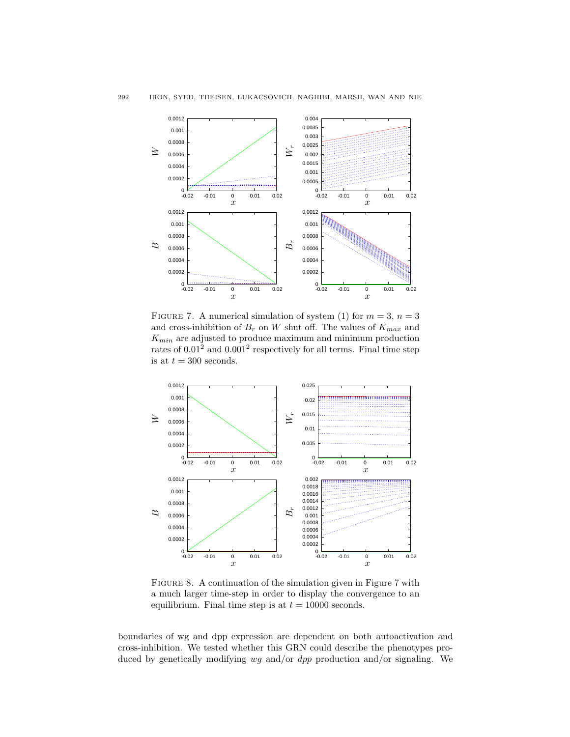0.0012
0.001
0.0008
0.0006
0.0004
0.0002
0
-0.02 -0.01 0 0.01 0.02
$W$
$x$

0.004
0.0035
0.003
0.0025
0.002
0.0015
0.001
0.0005
0
-0.02 -0.01 0 0.01 0.02
$W_r$
$x$

0.0012
0.001
0.0008
0.0006
0.0004
0.0002
0
-0.02 -0.01 0 0.01 0.02
$B$
$x$

0.0012
0.001
0.0008
0.0006
0.0004
0.0002
0
-0.02 -0.01 0 0.01 0.02
$B_r$
$x$

FIGURE 7. A numerical simulation of system (1) for $m = 3$, $n = 3$ and cross-inhibition of $B_r$ on $W$ shut off. The values of $K_{max}$ and $K_{min}$ are adjusted to produce maximum and minimum production rates of $0.01^2$ and $0.001^2$ respectively for all terms. Final time step is at $t = 300$ seconds.

0.0012
0.001
0.0008
0.0006
0.0004
0.0002
0
-0.02 -0.01 0 0.01 0.02
$W$
$x$

0.025
0.02
0.015
0.01
0.005
0
-0.02 -0.01 0 0.01 0.02
$W_r$
$x$

0.0012
0.001
0.0008
0.0006
0.0004
0.0002
0
-0.02 -0.01 0 0.01 0.02
$B$
$x$

0.002
0.0018
0.0016
0.0014
0.0012
0.001
0.0008
0.0006
0.0004
0.0002
0
-0.02 -0.01 0 0.01 0.02
$B_r$
$x$

FIGURE 8. A continuation of the simulation given in Figure 7 with a much larger time-step in order to display the convergence to an equilibrium. Final time step is at $t = 10000$ seconds.

boundaries of wg and dpp expression are dependent on both autoactivation and cross-inhibition. We tested whether this GRN could describe the phenotypes produced by genetically modifying *wg* and/or *dpp* production and/or signaling. We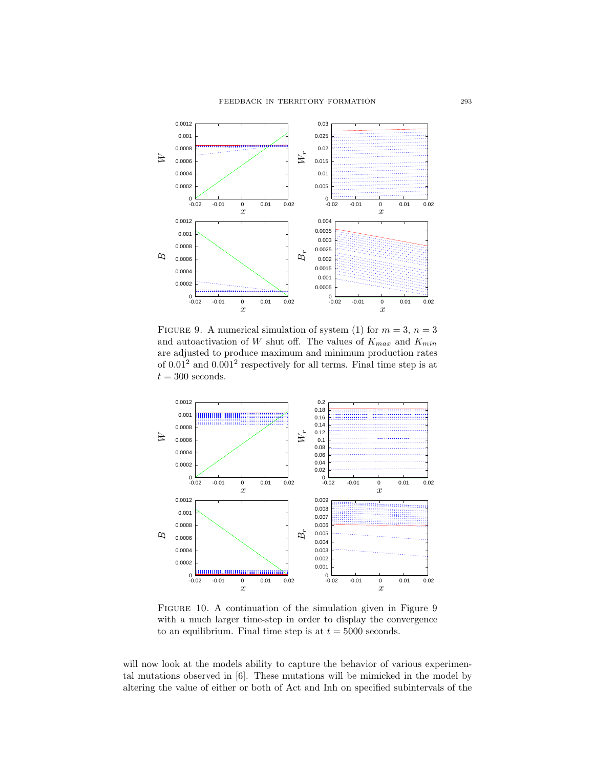0.0012
0.001
0.0008
0.0006
0.0004
0.0002
0
-0.02 -0.01 0 0.01 0.02
$W$
$x$

0.03
0.025
0.02
0.015
0.01
0.005
0
-0.02 -0.01 0 0.01 0.02
$W_r$
$x$

0.0012
0.001
0.0008
0.0006
0.0004
0.0002
0
-0.02 -0.01 0 0.01 0.02
$B$
$x$

0.004
0.0035
0.003
0.0025
0.002
0.0015
0.001
0.0005
0
-0.02 -0.01 0 0.01 0.02
$B_r$
$x$

FIGURE 9. A numerical simulation of system (1) for $m = 3$, $n = 3$ and autoactivation of $W$ shut off. The values of $K_{max}$ and $K_{min}$ are adjusted to produce maximum and minimum production rates of $0.01^2$ and $0.001^2$ respectively for all terms. Final time step is at $t = 300$ seconds.

0.0012
0.001
0.0008
0.0006
0.0004
0.0002
0
-0.02 -0.01 0 0.01 0.02
$W$
$x$

0.2
0.18
0.16
0.14
0.12
0.1
0.08
0.06
0.04
0.02
0
-0.02 -0.01 0 0.01 0.02
$W_r$
$x$

0.0012
0.001
0.0008
0.0006
0.0004
0.0002
0
-0.02 -0.01 0 0.01 0.02
$B$
$x$

0.009
0.008
0.007
0.006
0.005
0.004
0.003
0.002
0.001
0
-0.02 -0.01 0 0.01 0.02
$B_r$
$x$

FIGURE 10. A continuation of the simulation given in Figure 9 with a much larger time-step in order to display the convergence to an equilibrium. Final time step is at $t = 5000$ seconds.

will now look at the models ability to capture the behavior of various experimental mutations observed in [6]. These mutations will be mimicked in the model by altering the value of either or both of Act and Inh on specified subintervals of the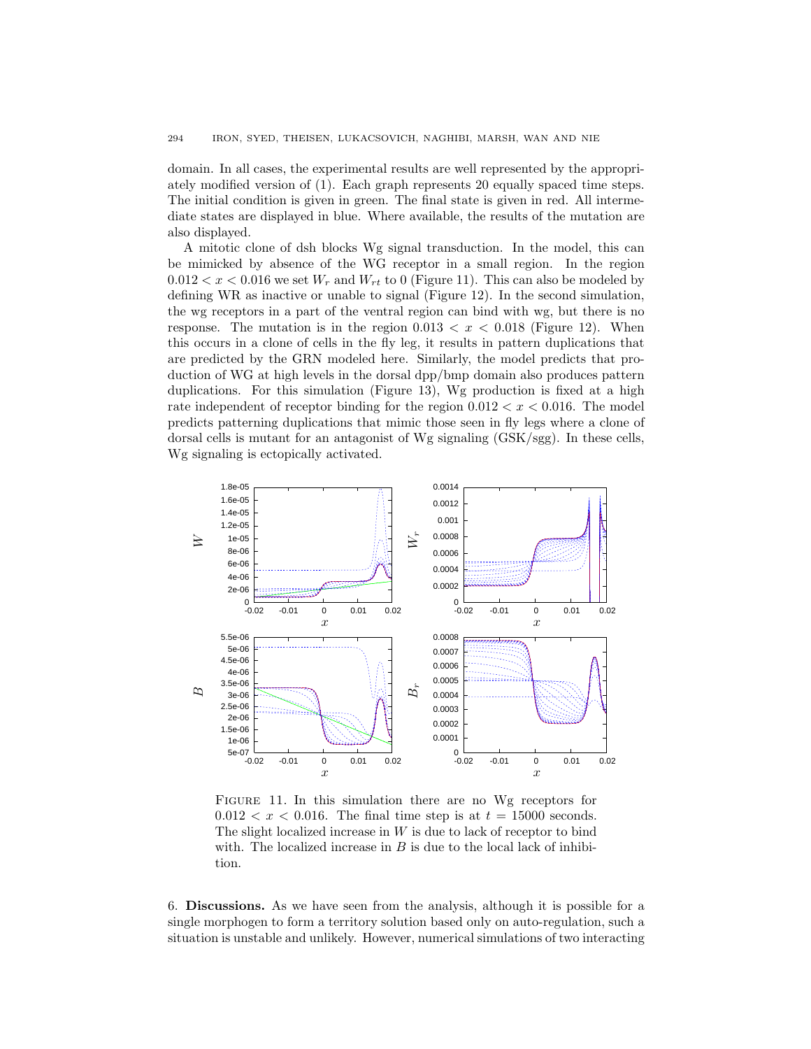domain. In all cases, the experimental results are well represented by the appropriately modified version of (1). Each graph represents 20 equally spaced time steps. The initial condition is given in green. The final state is given in red. All intermediate states are displayed in blue. Where available, the results of the mutation are also displayed.

A mitotic clone of dsh blocks Wg signal transduction. In the model, this can be mimicked by absence of the WG receptor in a small region. In the region $0.012 < x < 0.016$ we set $W_r$ and $W_{rt}$ to 0 (Figure 11). This can also be modeled by defining WR as inactive or unable to signal (Figure 12). In the second simulation, the wg receptors in a part of the ventral region can bind with wg, but there is no response. The mutation is in the region $0.013 < x < 0.018$ (Figure 12). When this occurs in a clone of cells in the fly leg, it results in pattern duplications that are predicted by the GRN modeled here. Similarly, the model predicts that production of WG at high levels in the dorsal dpp/bmp domain also produces pattern duplications. For this simulation (Figure 13), Wg production is fixed at a high rate independent of receptor binding for the region $0.012 < x < 0.016$. The model predicts patterning duplications that mimic those seen in fly legs where a clone of dorsal cells is mutant for an antagonist of Wg signaling (GSK/sgg). In these cells, Wg signaling is ectopically activated.

FIGURE 11. In this simulation there are no Wg receptors for $0.012 < x < 0.016$. The final time step is at $t = 15000$ seconds. The slight localized increase in $W$ is due to lack of receptor to bind with. The localized increase in $B$ is due to the local lack of inhibition.

## 6. Discussions.

As we have seen from the analysis, although it is possible for a single morphogen to form a territory solution based only on auto-regulation, such a situation is unstable and unlikely. However, numerical simulations of two interacting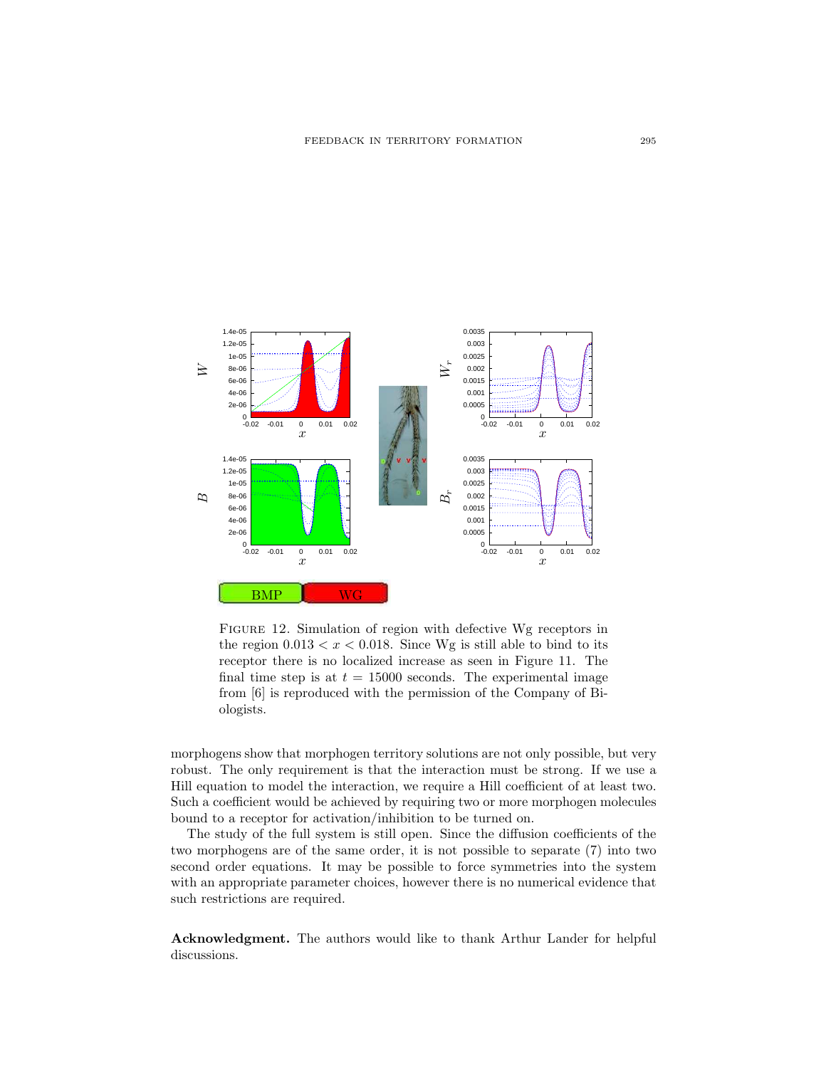$W$

1.4e-05
1.2e-05
1e-05
8e-06
6e-06
4e-06
2e-06
0

-0.02 -0.01 0 0.01 0.02

$x$

$B$

1.4e-05
1.2e-05
1e-05
8e-06
6e-06
4e-06
2e-06
0

-0.02 -0.01 0 0.01 0.02

$x$

$W_r$

0.0035
0.003
0.0025
0.002
0.0015
0.001
0.0005
0

-0.02 -0.01 0 0.01 0.02

$x$

$B_r$

0.0035
0.003
0.0025
0.002
0.0015
0.001
0.0005
0

-0.02 -0.01 0 0.01 0.02

$x$

BMP WG

FIGURE 12. Simulation of region with defective Wg receptors in the region $0.013 < x < 0.018$. Since Wg is still able to bind to its receptor there is no localized increase as seen in Figure 11. The final time step is at $t = 15000$ seconds. The experimental image from [6] is reproduced with the permission of the Company of Biologists.

morphogens show that morphogen territory solutions are not only possible, but very robust. The only requirement is that the interaction must be strong. If we use a Hill equation to model the interaction, we require a Hill coefficient of at least two. Such a coefficient would be achieved by requiring two or more morphogen molecules bound to a receptor for activation/inhibition to be turned on.

The study of the full system is still open. Since the diffusion coefficients of the two morphogens are of the same order, it is not possible to separate (7) into two second order equations. It may be possible to force symmetries into the system with an appropriate parameter choices, however there is no numerical evidence that such restrictions are required.

**Acknowledgment.** The authors would like to thank Arthur Lander for helpful discussions.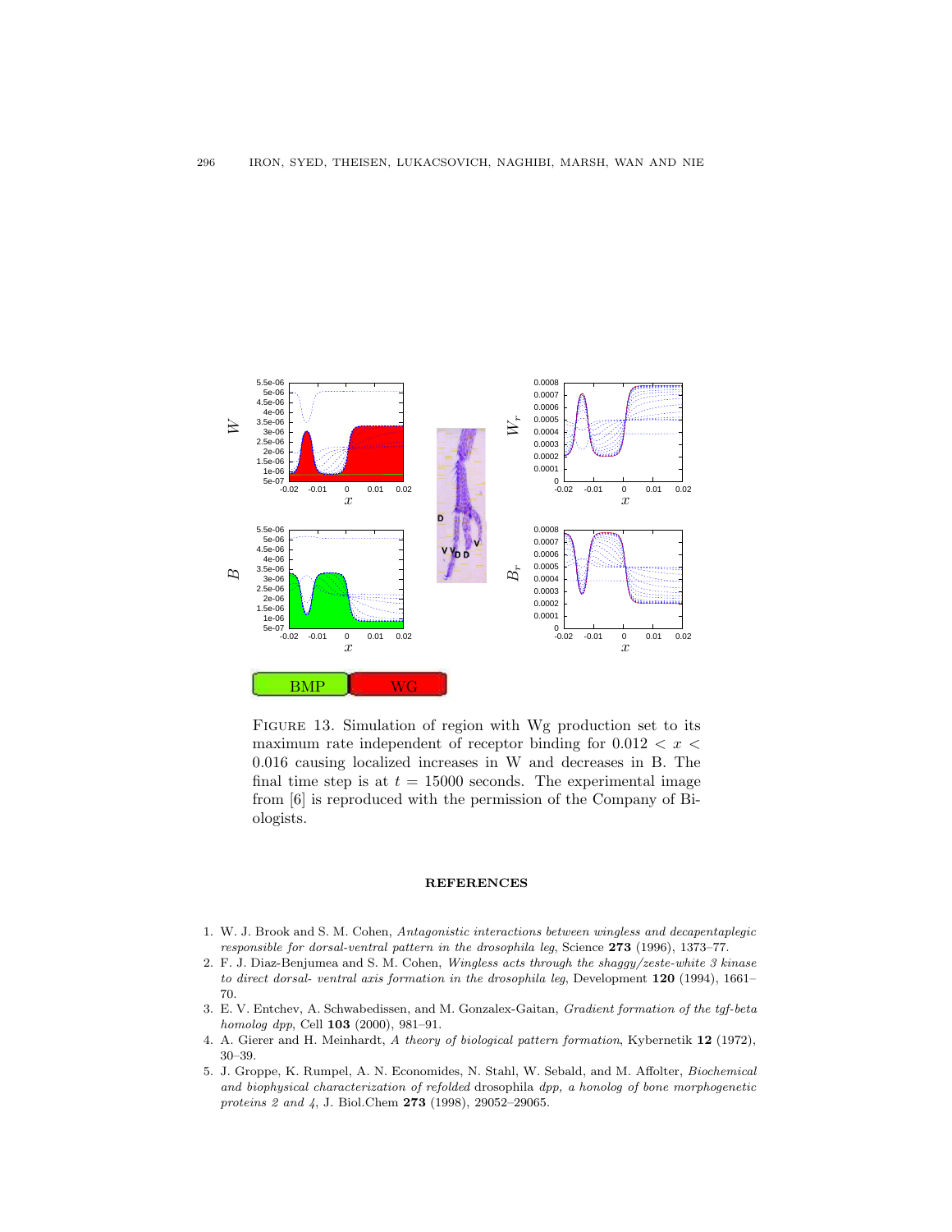$W$

5.5e-06
5e-06
4.5e-06
4e-06
3.5e-06
3e-06
2.5e-06
2e-06
1.5e-06
1e-06
5e-07

-0.02 -0.01 0 0.01 0.02

$x$

$W_r$

0.0008
0.0007
0.0006
0.0005
0.0004
0.0003
0.0002
0.0001
0

-0.02 -0.01 0 0.01 0.02

$x$

$B$

5.5e-06
5e-06
4.5e-06
4e-06
3.5e-06
3e-06
2.5e-06
2e-06
1.5e-06
1e-06
5e-07

-0.02 -0.01 0 0.01 0.02

$x$

D

V V D D V

$B_r$

0.0008
0.0007
0.0006
0.0005
0.0004
0.0003
0.0002
0.0001
0

-0.02 -0.01 0 0.01 0.02

$x$

BMP WG

FIGURE 13. Simulation of region with Wg production set to its maximum rate independent of receptor binding for $0.012 < x < 0.016$ causing localized increases in W and decreases in B. The final time step is at $t = 15000$ seconds. The experimental image from [6] is reproduced with the permission of the Company of Biologists.

## REFERENCES

1. W. J. Brook and S. M. Cohen, *Antagonistic interactions between wingless and decapentaplegic responsible for dorsal-ventral pattern in the drosophila leg*, Science **273** (1996), 1373–77.
2. F. J. Diaz-Benjumea and S. M. Cohen, *Wingless acts through the shaggy/zeste-white 3 kinase to direct dorsal- ventral axis formation in the drosophila leg*, Development **120** (1994), 1661–70.
3. E. V. Entchev, A. Schwabedissen, and M. Gonzalex-Gaitan, *Gradient formation of the tgf-beta homolog dpp*, Cell **103** (2000), 981–91.
4. A. Gierer and H. Meinhardt, *A theory of biological pattern formation*, Kybernetik **12** (1972), 30–39.
5. J. Groppe, K. Rumpel, A. N. Economides, N. Stahl, W. Sebald, and M. Affolter, *Biochemical and biophysical characterization of refolded* drosophila *dpp, a honolog of bone morphogenetic proteins 2 and 4*, J. Biol.Chem **273** (1998), 29052–29065.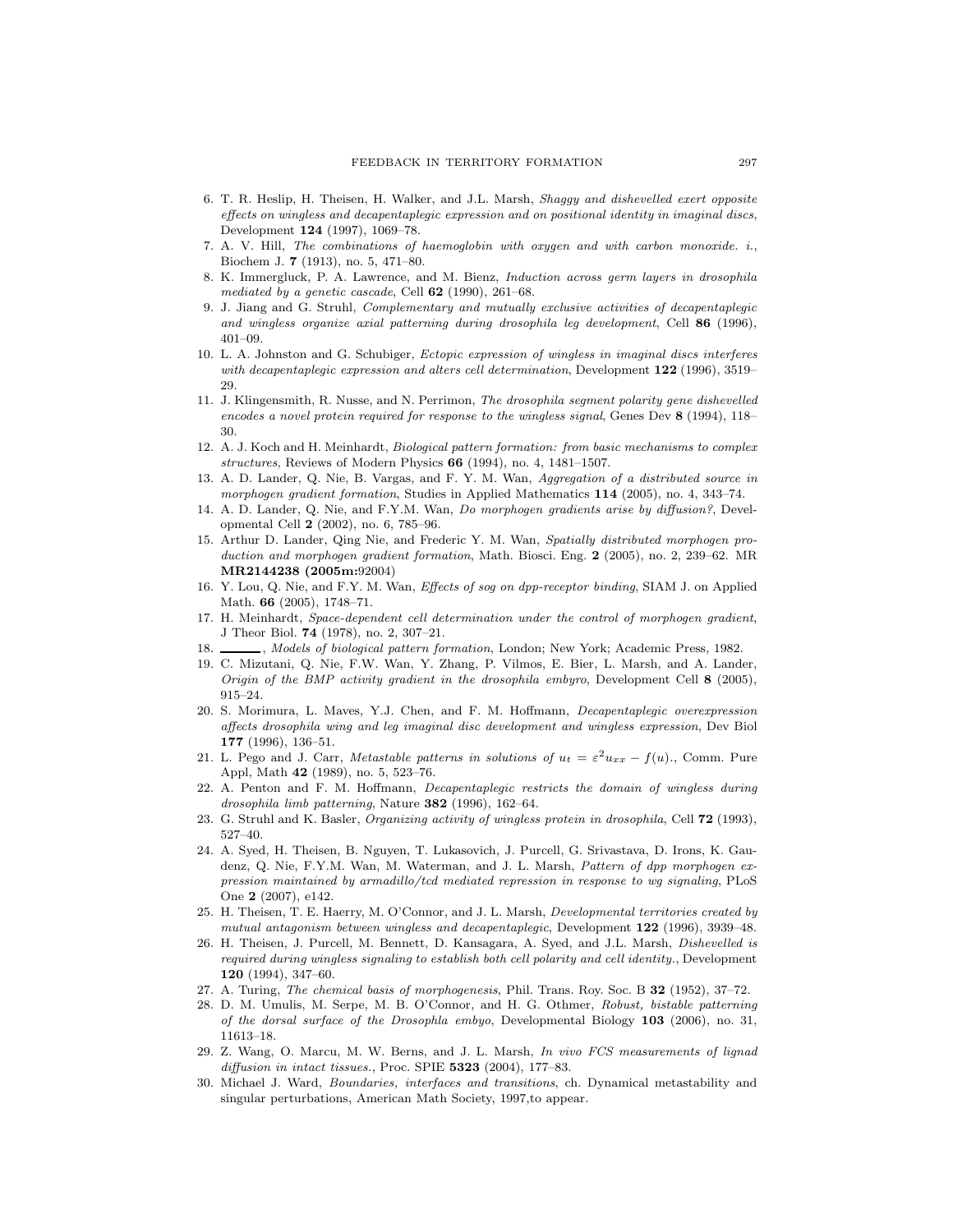6. T. R. Heslip, H. Theisen, H. Walker, and J.L. Marsh, *Shaggy and dishevelled exert opposite effects on wingless and decapentaplegic expression and on positional identity in imaginal discs*, Development **124** (1997), 1069–78.
7. A. V. Hill, *The combinations of haemoglobin with oxygen and with carbon monoxide. i.*, Biochem J. **7** (1913), no. 5, 471–80.
8. K. Immergluck, P. A. Lawrence, and M. Bienz, *Induction across germ layers in drosophila mediated by a genetic cascade*, Cell **62** (1990), 261–68.
9. J. Jiang and G. Struhl, *Complementary and mutually exclusive activities of decapentaplegic and wingless organize axial patterning during drosophila leg development*, Cell **86** (1996), 401–09.
10. L. A. Johnston and G. Schubiger, *Ectopic expression of wingless in imaginal discs interferes with decapentaplegic expression and alters cell determination*, Development **122** (1996), 3519–29.
11. J. Klingensmith, R. Nusse, and N. Perrimon, *The drosophila segment polarity gene dishevelled encodes a novel protein required for response to the wingless signal*, Genes Dev **8** (1994), 118–30.
12. A. J. Koch and H. Meinhardt, *Biological pattern formation: from basic mechanisms to complex structures*, Reviews of Modern Physics **66** (1994), no. 4, 1481–1507.
13. A. D. Lander, Q. Nie, B. Vargas, and F. Y. M. Wan, *Aggregation of a distributed source in morphogen gradient formation*, Studies in Applied Mathematics **114** (2005), no. 4, 343–74.
14. A. D. Lander, Q. Nie, and F.Y.M. Wan, *Do morphogen gradients arise by diffusion?*, Developmental Cell **2** (2002), no. 6, 785–96.
15. Arthur D. Lander, Qing Nie, and Frederic Y. M. Wan, *Spatially distributed morphogen production and morphogen gradient formation*, Math. Biosci. Eng. **2** (2005), no. 2, 239–62. MR **MR2144238 (2005m:**92004)
16. Y. Lou, Q. Nie, and F.Y. M. Wan, *Effects of sog on dpp-receptor binding*, SIAM J. on Applied Math. **66** (2005), 1748–71.
17. H. Meinhardt, *Space-dependent cell determination under the control of morphogen gradient*, J Theor Biol. **74** (1978), no. 2, 307–21.
18. ______, *Models of biological pattern formation*, London; New York; Academic Press, 1982.
19. C. Mizutani, Q. Nie, F.W. Wan, Y. Zhang, P. Vilmos, E. Bier, L. Marsh, and A. Lander, *Origin of the BMP activity gradient in the drosophila embyro*, Development Cell **8** (2005), 915–24.
20. S. Morimura, L. Maves, Y.J. Chen, and F. M. Hoffmann, *Decapentaplegic overexpression affects drosophila wing and leg imaginal disc development and wingless expression*, Dev Biol **177** (1996), 136–51.
21. L. Pego and J. Carr, *Metastable patterns in solutions of $u_t = \varepsilon^2 u_{xx} - f(u)$.*, Comm. Pure Appl, Math **42** (1989), no. 5, 523–76.
22. A. Penton and F. M. Hoffmann, *Decapentaplegic restricts the domain of wingless during drosophila limb patterning*, Nature **382** (1996), 162–64.
23. G. Struhl and K. Basler, *Organizing activity of wingless protein in drosophila*, Cell **72** (1993), 527–40.
24. A. Syed, H. Theisen, B. Nguyen, T. Lukasovich, J. Purcell, G. Srivastava, D. Irons, K. Gaudenz, Q. Nie, F.Y.M. Wan, M. Waterman, and J. L. Marsh, *Pattern of dpp morphogen expression maintained by armadillo/tcd mediated repression in response to wg signaling*, PLoS One **2** (2007), e142.
25. H. Theisen, T. E. Haerry, M. O'Connor, and J. L. Marsh, *Developmental territories created by mutual antagonism between wingless and decapentaplegic*, Development **122** (1996), 3939–48.
26. H. Theisen, J. Purcell, M. Bennett, D. Kansagara, A. Syed, and J.L. Marsh, *Dishevelled is required during wingless signaling to establish both cell polarity and cell identity.*, Development **120** (1994), 347–60.
27. A. Turing, *The chemical basis of morphogenesis*, Phil. Trans. Roy. Soc. B **32** (1952), 37–72.
28. D. M. Umulis, M. Serpe, M. B. O'Connor, and H. G. Othmer, *Robust, bistable patterning of the dorsal surface of the Drosophla embyo*, Developmental Biology **103** (2006), no. 31, 11613–18.
29. Z. Wang, O. Marcu, M. W. Berns, and J. L. Marsh, *In vivo FCS measurements of lignad diffusion in intact tissues.*, Proc. SPIE **5323** (2004), 177–83.
30. Michael J. Ward, *Boundaries, interfaces and transitions*, ch. Dynamical metastability and singular perturbations, American Math Society, 1997,to appear.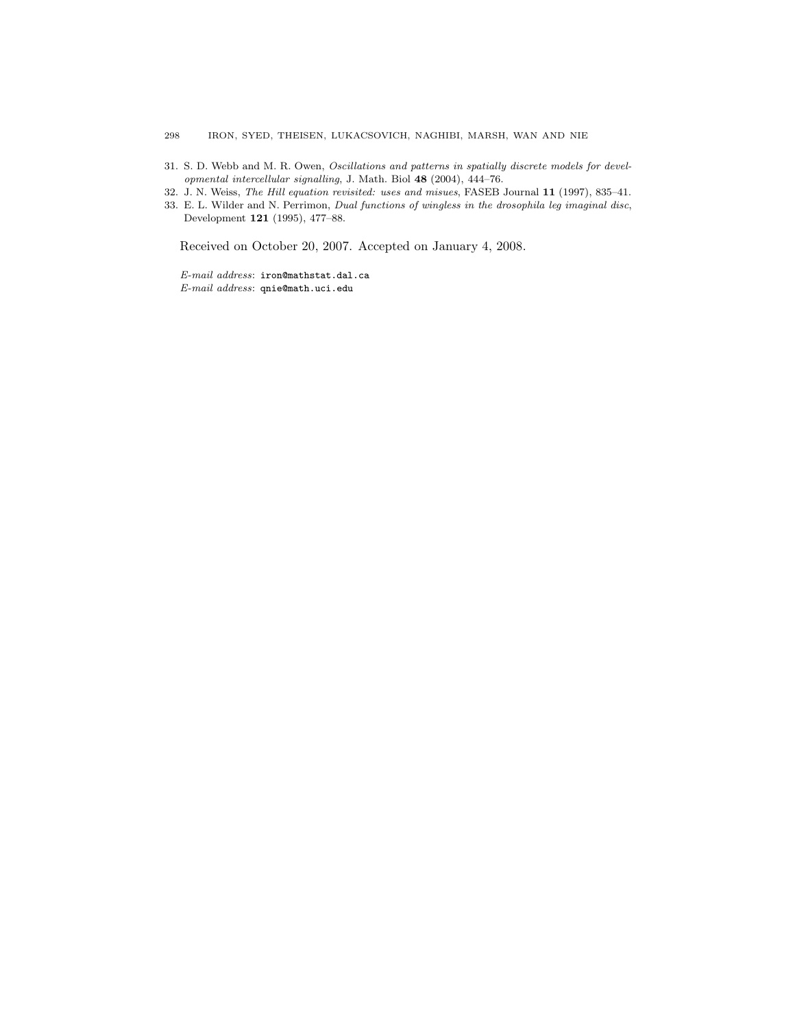31. S. D. Webb and M. R. Owen, *Oscillations and patterns in spatially discrete models for developmental intercellular signalling*, J. Math. Biol **48** (2004), 444–76.
32. J. N. Weiss, *The Hill equation revisited: uses and misues*, FASEB Journal **11** (1997), 835–41.
33. E. L. Wilder and N. Perrimon, *Dual functions of wingless in the drosophila leg imaginal disc*, Development **121** (1995), 477–88.

Received on October 20, 2007. Accepted on January 4, 2008.

*E-mail address*: `iron@mathstat.dal.ca`
*E-mail address*: `qnie@math.uci.edu`